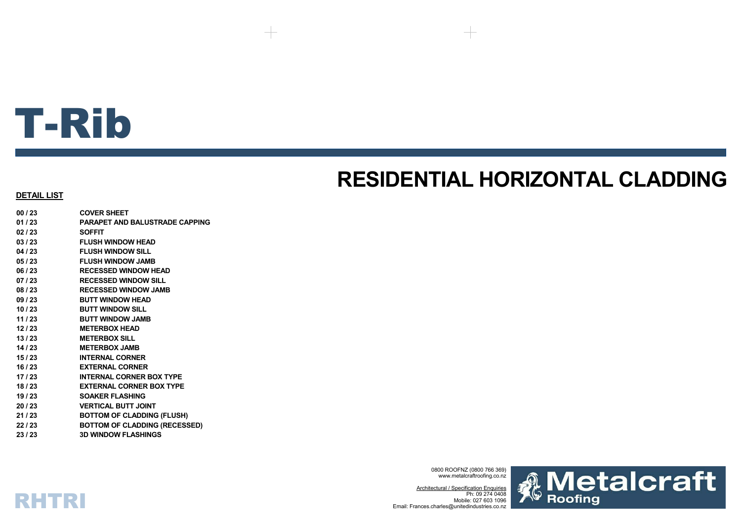# T-Rib

## RESIDENTIAL HORIZONTAL CLADDING

**DETAIL LIST**

| | |
|---|---|
| **00 / 23** | **COVER SHEET** |
| **01 / 23** | **PARAPET AND BALUSTRADE CAPPING** |
| **02 / 23** | **SOFFIT** |
| **03 / 23** | **FLUSH WINDOW HEAD** |
| **04 / 23** | **FLUSH WINDOW SILL** |
| **05 / 23** | **FLUSH WINDOW JAMB** |
| **06 / 23** | **RECESSED WINDOW HEAD** |
| **07 / 23** | **RECESSED WINDOW SILL** |
| **08 / 23** | **RECESSED WINDOW JAMB** |
| **09 / 23** | **BUTT WINDOW HEAD** |
| **10 / 23** | **BUTT WINDOW SILL** |
| **11 / 23** | **BUTT WINDOW JAMB** |
| **12 / 23** | **METERBOX HEAD** |
| **13 / 23** | **METERBOX SILL** |
| **14 / 23** | **METERBOX JAMB** |
| **15 / 23** | **INTERNAL CORNER** |
| **16 / 23** | **EXTERNAL CORNER** |
| **17 / 23** | **INTERNAL CORNER BOX TYPE** |
| **18 / 23** | **EXTERNAL CORNER BOX TYPE** |
| **19 / 23** | **SOAKER FLASHING** |
| **20 / 23** | **VERTICAL BUTT JOINT** |
| **21 / 23** | **BOTTOM OF CLADDING (FLUSH)** |
| **22 / 23** | **BOTTOM OF CLADDING (RECESSED)** |
| **23 / 23** | **3D WINDOW FLASHINGS** |

0800 ROOFNZ (0800 766 369)
www.metalcraftroofing.co.nz

Architectural / Specification Enquiries
Ph: 09 274 0408
Mobile: 027 603 1096
Email: Frances.charles@unitedindustries.co.nz

Metalcraft Roofing

RHTRI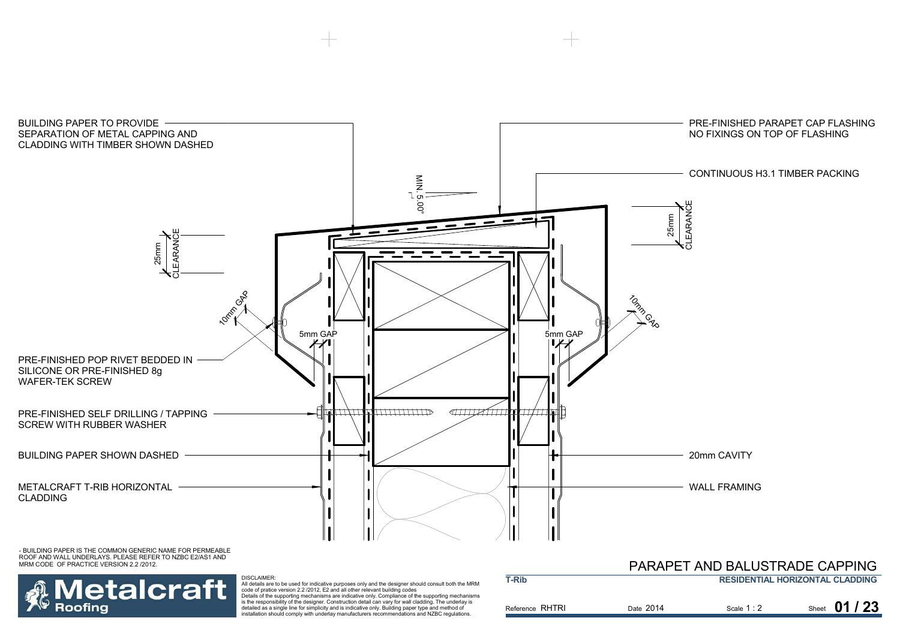BUILDING PAPER TO PROVIDE SEPARATION OF METAL CAPPING AND CLADDING WITH TIMBER SHOWN DASHED

PRE-FINISHED PARAPET CAP FLASHING NO FIXINGS ON TOP OF FLASHING

CONTINUOUS H3.1 TIMBER PACKING

MIN. 5.00°

25mm CLEARANCE

25mm CLEARANCE

10mm GAP

10mm GAP

5mm GAP

5mm GAP

PRE-FINISHED POP RIVET BEDDED IN SILICONE OR PRE-FINISHED 8g WAFER-TEK SCREW

PRE-FINISHED SELF DRILLING / TAPPING SCREW WITH RUBBER WASHER

BUILDING PAPER SHOWN DASHED

20mm CAVITY

METALCRAFT T-RIB HORIZONTAL CLADDING

WALL FRAMING

- BUILDING PAPER IS THE COMMON GENERIC NAME FOR PERMEABLE ROOF AND WALL UNDERLAYS. PLEASE REFER TO NZBC E2/AS1 AND MRM CODE OF PRACTICE VERSION 2.2 /2012.

Metalcraft Roofing

DISCLAIMER:
All details are to be used for indicative purposes only and the designer should consult both the MRM code of pratice version 2.2 /2012, E2 and all other relevant building codes
Details of the supporting mechanisms are indicative only. Compliance of the supporting mechanisms is the responsibility of the designer. Construction detail can vary for wall cladding. The underlay is detailed as a single line for simplicity and is indicative only. Building paper type and method of installation should comply with underlay manufacturers recommendations and NZBC regulations.

# PARAPET AND BALUSTRADE CAPPING

**T-Rib** | **RESIDENTIAL HORIZONTAL CLADDING**

Reference RHTRI | Date 2014 | Scale 1 : 2 | Sheet **01 / 23**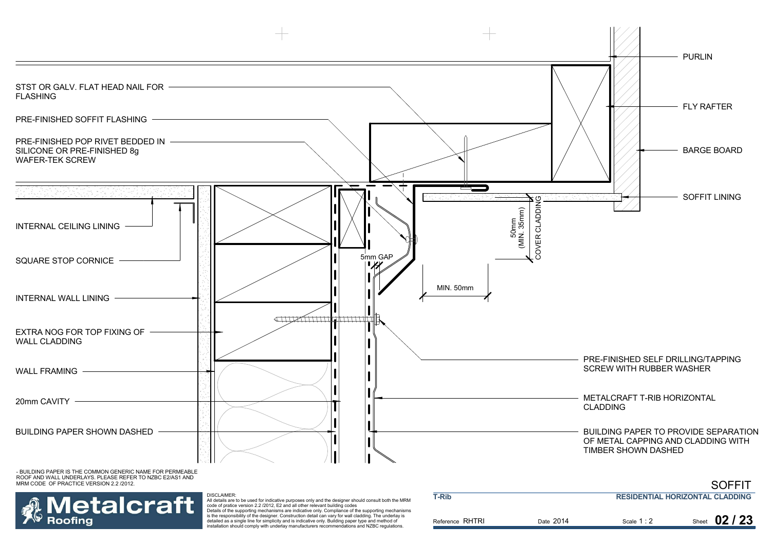STST OR GALV. FLAT HEAD NAIL FOR FLASHING

PRE-FINISHED SOFFIT FLASHING

PRE-FINISHED POP RIVET BEDDED IN SILICONE OR PRE-FINISHED 8g WAFER-TEK SCREW

INTERNAL CEILING LINING

SQUARE STOP CORNICE

INTERNAL WALL LINING

EXTRA NOG FOR TOP FIXING OF WALL CLADDING

WALL FRAMING

20mm CAVITY

BUILDING PAPER SHOWN DASHED

PURLIN

FLY RAFTER

BARGE BOARD

SOFFIT LINING

50mm (MIN. 35mm) COVER CLADDING

5mm GAP

MIN. 50mm

PRE-FINISHED SELF DRILLING/TAPPING SCREW WITH RUBBER WASHER

METALCRAFT T-RIB HORIZONTAL CLADDING

BUILDING PAPER TO PROVIDE SEPARATION OF METAL CAPPING AND CLADDING WITH TIMBER SHOWN DASHED

- BUILDING PAPER IS THE COMMON GENERIC NAME FOR PERMEABLE ROOF AND WALL UNDERLAYS. PLEASE REFER TO NZBC E2/AS1 AND MRM CODE OF PRACTICE VERSION 2.2 /2012.

DISCLAIMER:
All details are to be used for indicative purposes only and the designer should consult both the MRM code of pratice version 2.2 /2012, E2 and all other relevant building codes
Details of the supporting mechanisms are indicative only. Compliance of the supporting mechanisms is the responsibility of the designer. Construction detail can vary for wall cladding. The underlay is detailed as a single line for simplicity and is indicative only. Building paper type and method of installation should comply with underlay manufacturers recommendations and NZBC regulations.

Metalcraft Roofing

# SOFFIT

**T-Rib** | **RESIDENTIAL HORIZONTAL CLADDING**

Reference RHTRI | Date 2014 | Scale 1 : 2 | Sheet **02 / 23**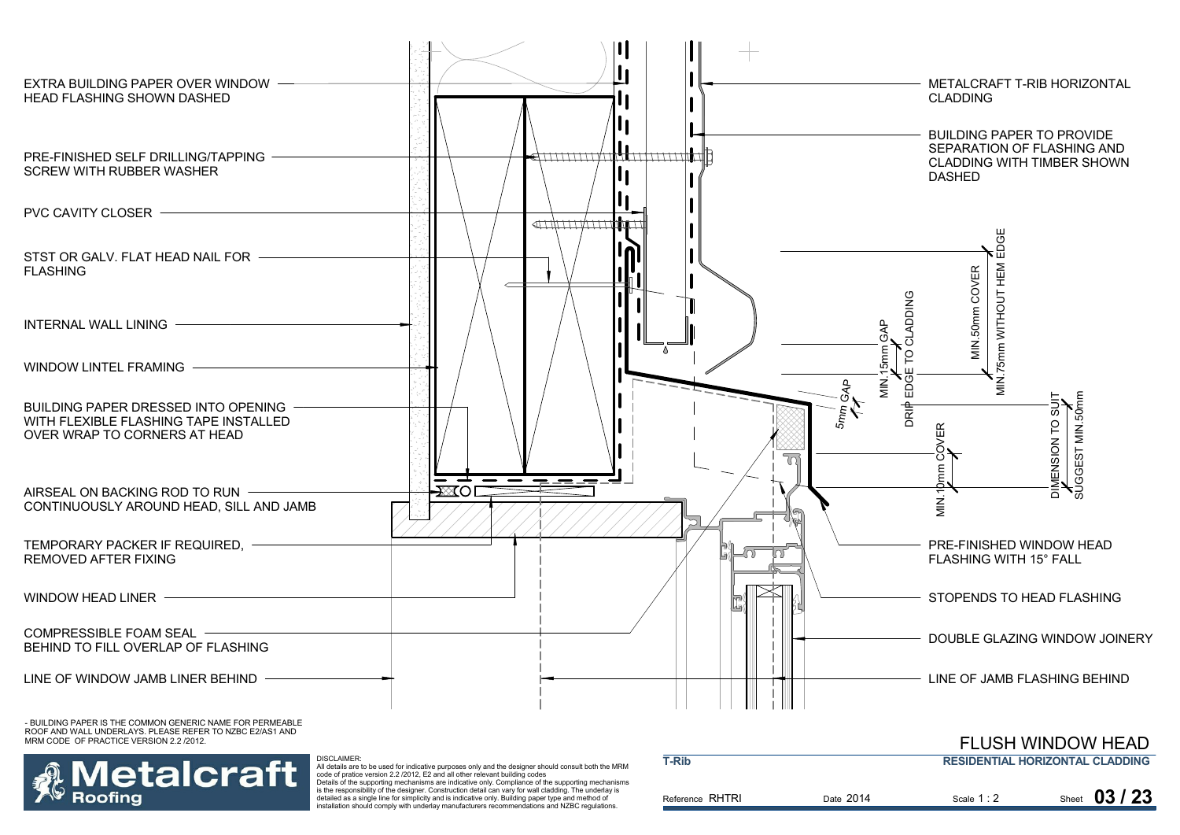EXTRA BUILDING PAPER OVER WINDOW HEAD FLASHING SHOWN DASHED

PRE-FINISHED SELF DRILLING/TAPPING SCREW WITH RUBBER WASHER

PVC CAVITY CLOSER

STST OR GALV. FLAT HEAD NAIL FOR FLASHING

INTERNAL WALL LINING

WINDOW LINTEL FRAMING

BUILDING PAPER DRESSED INTO OPENING WITH FLEXIBLE FLASHING TAPE INSTALLED OVER WRAP TO CORNERS AT HEAD

AIRSEAL ON BACKING ROD TO RUN CONTINUOUSLY AROUND HEAD, SILL AND JAMB

TEMPORARY PACKER IF REQUIRED, REMOVED AFTER FIXING

WINDOW HEAD LINER

COMPRESSIBLE FOAM SEAL BEHIND TO FILL OVERLAP OF FLASHING

LINE OF WINDOW JAMB LINER BEHIND

METALCRAFT T-RIB HORIZONTAL CLADDING

BUILDING PAPER TO PROVIDE SEPARATION OF FLASHING AND CLADDING WITH TIMBER SHOWN DASHED

MIN.75mm WITHOUT HEM EDGE

MIN.50mm COVER

DRIP EDGE TO CLADDING

MIN.15mm GAP

5mm GAP

DIMENSION TO SUIT SUGGEST MIN.50mm

MIN.10mm COVER

PRE-FINISHED WINDOW HEAD FLASHING WITH 15° FALL

STOPENDS TO HEAD FLASHING

DOUBLE GLAZING WINDOW JOINERY

LINE OF JAMB FLASHING BEHIND

- BUILDING PAPER IS THE COMMON GENERIC NAME FOR PERMEABLE ROOF AND WALL UNDERLAYS. PLEASE REFER TO NZBC E2/AS1 AND MRM CODE OF PRACTICE VERSION 2.2 /2012.

Metalcraft Roofing

DISCLAIMER:
All details are to be used for indicative purposes only and the designer should consult both the MRM code of pratice version 2.2 /2012, E2 and all other relevant building codes
Details of the supporting mechanisms are indicative only. Compliance of the supporting mechanisms is the responsibility of the designer. Construction detail can vary for wall cladding. The underlay is detailed as a single line for simplicity and is indicative only. Building paper type and method of installation should comply with underlay manufacturers recommendations and NZBC regulations.

# FLUSH WINDOW HEAD

**T-Rib** — **RESIDENTIAL HORIZONTAL CLADDING**

Reference RHTRI | Date 2014 | Scale 1 : 2 | Sheet **03 / 23**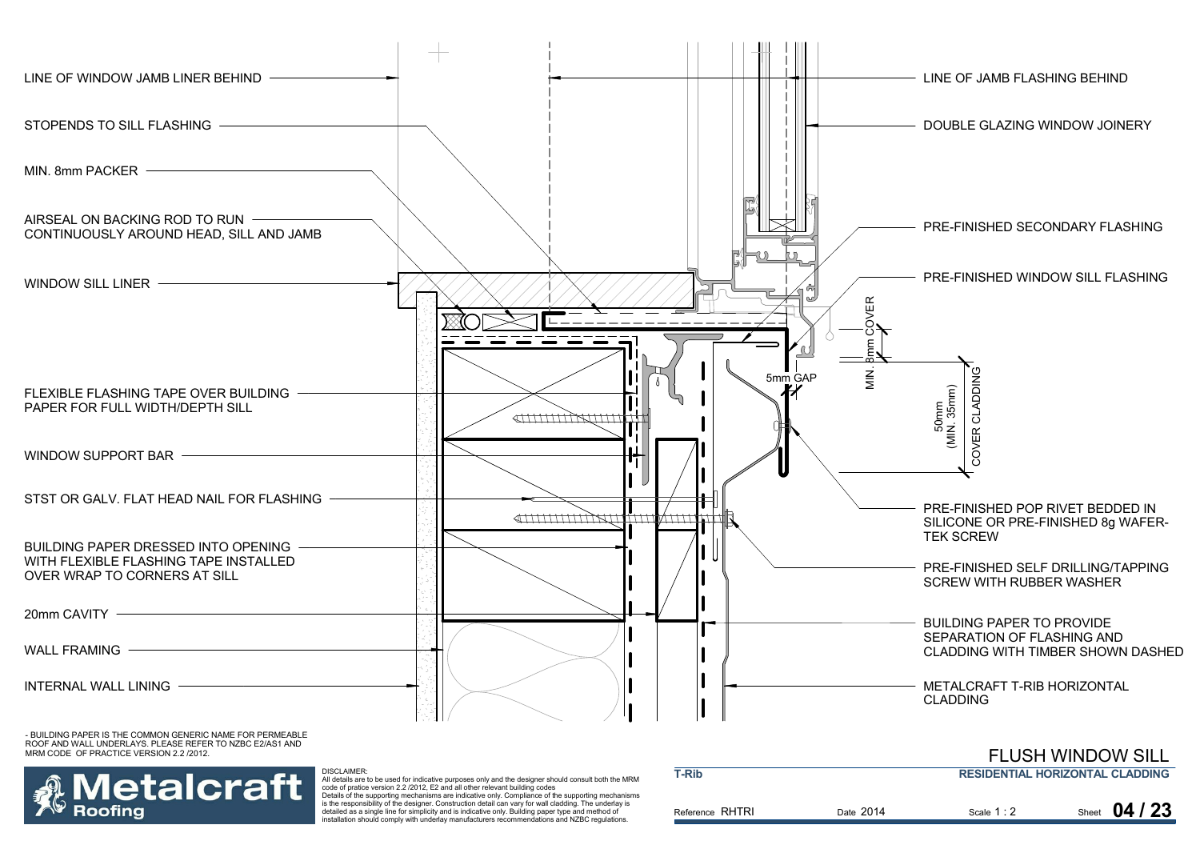LINE OF WINDOW JAMB LINER BEHIND

STOPENDS TO SILL FLASHING

MIN. 8mm PACKER

AIRSEAL ON BACKING ROD TO RUN CONTINUOUSLY AROUND HEAD, SILL AND JAMB

WINDOW SILL LINER

FLEXIBLE FLASHING TAPE OVER BUILDING PAPER FOR FULL WIDTH/DEPTH SILL

WINDOW SUPPORT BAR

STST OR GALV. FLAT HEAD NAIL FOR FLASHING

BUILDING PAPER DRESSED INTO OPENING WITH FLEXIBLE FLASHING TAPE INSTALLED OVER WRAP TO CORNERS AT SILL

20mm CAVITY

WALL FRAMING

INTERNAL WALL LINING

LINE OF JAMB FLASHING BEHIND

DOUBLE GLAZING WINDOW JOINERY

PRE-FINISHED SECONDARY FLASHING

PRE-FINISHED WINDOW SILL FLASHING

MIN. 8mm COVER

5mm GAP

50mm (MIN. 35mm) COVER CLADDING

PRE-FINISHED POP RIVET BEDDED IN SILICONE OR PRE-FINISHED 8g WAFER-TEK SCREW

PRE-FINISHED SELF DRILLING/TAPPING SCREW WITH RUBBER WASHER

BUILDING PAPER TO PROVIDE SEPARATION OF FLASHING AND CLADDING WITH TIMBER SHOWN DASHED

METALCRAFT T-RIB HORIZONTAL CLADDING

- BUILDING PAPER IS THE COMMON GENERIC NAME FOR PERMEABLE ROOF AND WALL UNDERLAYS. PLEASE REFER TO NZBC E2/AS1 AND MRM CODE OF PRACTICE VERSION 2.2 /2012.

**Metalcraft Roofing**

DISCLAIMER:
All details are to be used for indicative purposes only and the designer should consult both the MRM code of pratice version 2.2 /2012, E2 and all other relevant building codes
Details of the supporting mechanisms are indicative only. Compliance of the supporting mechanisms is the responsibility of the designer. Construction detail can vary for wall cladding. The underlay is detailed as a single line for simplicity and is indicative only. Building paper type and method of installation should comply with underlay manufacturers recommendations and NZBC regulations.

# FLUSH WINDOW SILL

**T-Rib** — **RESIDENTIAL HORIZONTAL CLADDING**

Reference RHTRI | Date 2014 | Scale 1 : 2 | Sheet **04 / 23**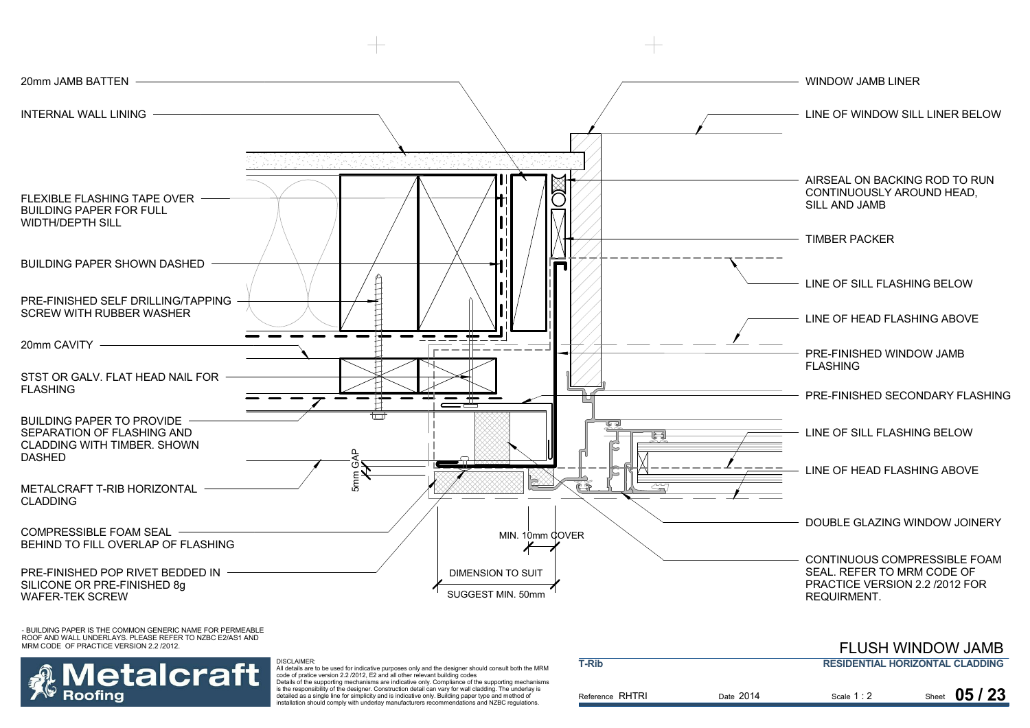20mm JAMB BATTEN

INTERNAL WALL LINING

FLEXIBLE FLASHING TAPE OVER BUILDING PAPER FOR FULL WIDTH/DEPTH SILL

BUILDING PAPER SHOWN DASHED

PRE-FINISHED SELF DRILLING/TAPPING SCREW WITH RUBBER WASHER

20mm CAVITY

STST OR GALV. FLAT HEAD NAIL FOR FLASHING

BUILDING PAPER TO PROVIDE SEPARATION OF FLASHING AND CLADDING WITH TIMBER. SHOWN DASHED

METALCRAFT T-RIB HORIZONTAL CLADDING

COMPRESSIBLE FOAM SEAL BEHIND TO FILL OVERLAP OF FLASHING

PRE-FINISHED POP RIVET BEDDED IN SILICONE OR PRE-FINISHED 8g WAFER-TEK SCREW

5mm GAP

MIN. 10mm COVER

DIMENSION TO SUIT

SUGGEST MIN. 50mm

WINDOW JAMB LINER

LINE OF WINDOW SILL LINER BELOW

AIRSEAL ON BACKING ROD TO RUN CONTINUOUSLY AROUND HEAD, SILL AND JAMB

TIMBER PACKER

LINE OF SILL FLASHING BELOW

LINE OF HEAD FLASHING ABOVE

PRE-FINISHED WINDOW JAMB FLASHING

PRE-FINISHED SECONDARY FLASHING

LINE OF SILL FLASHING BELOW

LINE OF HEAD FLASHING ABOVE

DOUBLE GLAZING WINDOW JOINERY

CONTINUOUS COMPRESSIBLE FOAM SEAL. REFER TO MRM CODE OF PRACTICE VERSION 2.2 /2012 FOR REQUIRMENT.

- BUILDING PAPER IS THE COMMON GENERIC NAME FOR PERMEABLE ROOF AND WALL UNDERLAYS. PLEASE REFER TO NZBC E2/AS1 AND MRM CODE OF PRACTICE VERSION 2.2 /2012.

# FLUSH WINDOW JAMB

DISCLAIMER:
All details are to be used for indicative purposes only and the designer should consult both the MRM code of pratice version 2.2 /2012, E2 and all other relevant building codes
Details of the supporting mechanisms are indicative only. Compliance of the supporting mechanisms is the responsibility of the designer. Construction detail can vary for wall cladding. The underlay is detailed as a single line for simplicity and is indicative only. Building paper type and method of installation should comply with underlay manufacturers recommendations and NZBC regulations.

**T-Rib** | **RESIDENTIAL HORIZONTAL CLADDING**

Reference RHTRI | Date 2014 | Scale 1 : 2 | Sheet **05 / 23**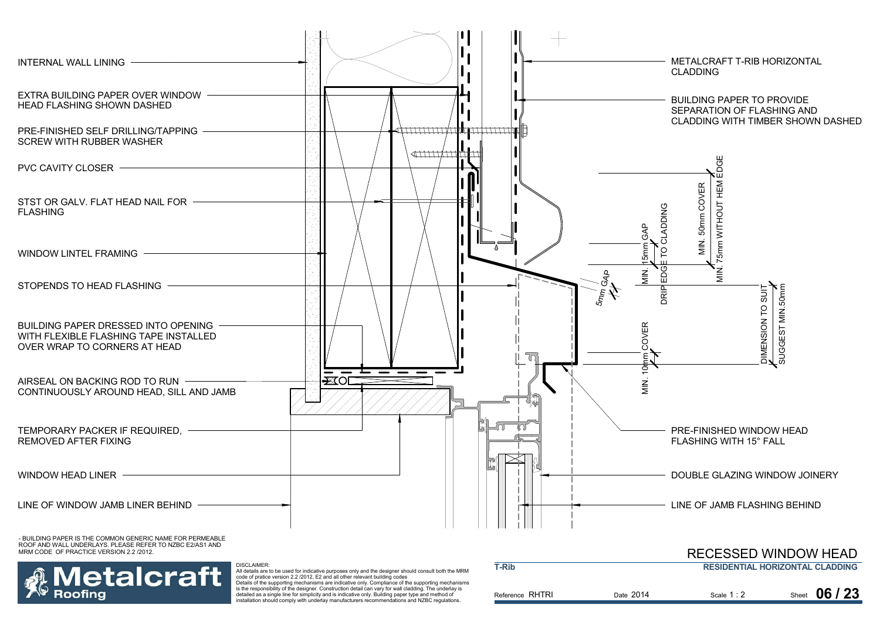INTERNAL WALL LINING

EXTRA BUILDING PAPER OVER WINDOW HEAD FLASHING SHOWN DASHED

PRE-FINISHED SELF DRILLING/TAPPING SCREW WITH RUBBER WASHER

PVC CAVITY CLOSER

STST OR GALV. FLAT HEAD NAIL FOR FLASHING

WINDOW LINTEL FRAMING

STOPENDS TO HEAD FLASHING

BUILDING PAPER DRESSED INTO OPENING WITH FLEXIBLE FLASHING TAPE INSTALLED OVER WRAP TO CORNERS AT HEAD

AIRSEAL ON BACKING ROD TO RUN CONTINUOUSLY AROUND HEAD, SILL AND JAMB

TEMPORARY PACKER IF REQUIRED, REMOVED AFTER FIXING

WINDOW HEAD LINER

LINE OF WINDOW JAMB LINER BEHIND

METALCRAFT T-RIB HORIZONTAL CLADDING

BUILDING PAPER TO PROVIDE SEPARATION OF FLASHING AND CLADDING WITH TIMBER SHOWN DASHED

MIN. 75mm WITHOUT HEM EDGE

MIN. 50mm COVER

DRIP EDGE TO CLADDING

MIN. 15mm GAP

5mm GAP

MIN. 10mm COVER

DIMENSION TO SUIT SUGGEST MIN.50mm

PRE-FINISHED WINDOW HEAD FLASHING WITH 15° FALL

DOUBLE GLAZING WINDOW JOINERY

LINE OF JAMB FLASHING BEHIND

- BUILDING PAPER IS THE COMMON GENERIC NAME FOR PERMEABLE ROOF AND WALL UNDERLAYS. PLEASE REFER TO NZBC E2/AS1 AND MRM CODE OF PRACTICE VERSION 2.2 /2012.

Metalcraft Roofing

DISCLAIMER:
All details are to be used for indicative purposes only and the designer should consult both the MRM code of pratice version 2.2 /2012, E2 and all other relevant building codes
Details of the supporting mechanisms are indicative only. Compliance of the supporting mechanisms is the responsibility of the designer. Construction detail can vary for wall cladding. The underlay is detailed as a single line for simplicity and is indicative only. Building paper type and method of installation should comply with underlay manufacturers recommendations and NZBC regulations.

# RECESSED WINDOW HEAD

**T-Rib** — **RESIDENTIAL HORIZONTAL CLADDING**

Reference RHTRI | Date 2014 | Scale 1 : 2 | Sheet **06 / 23**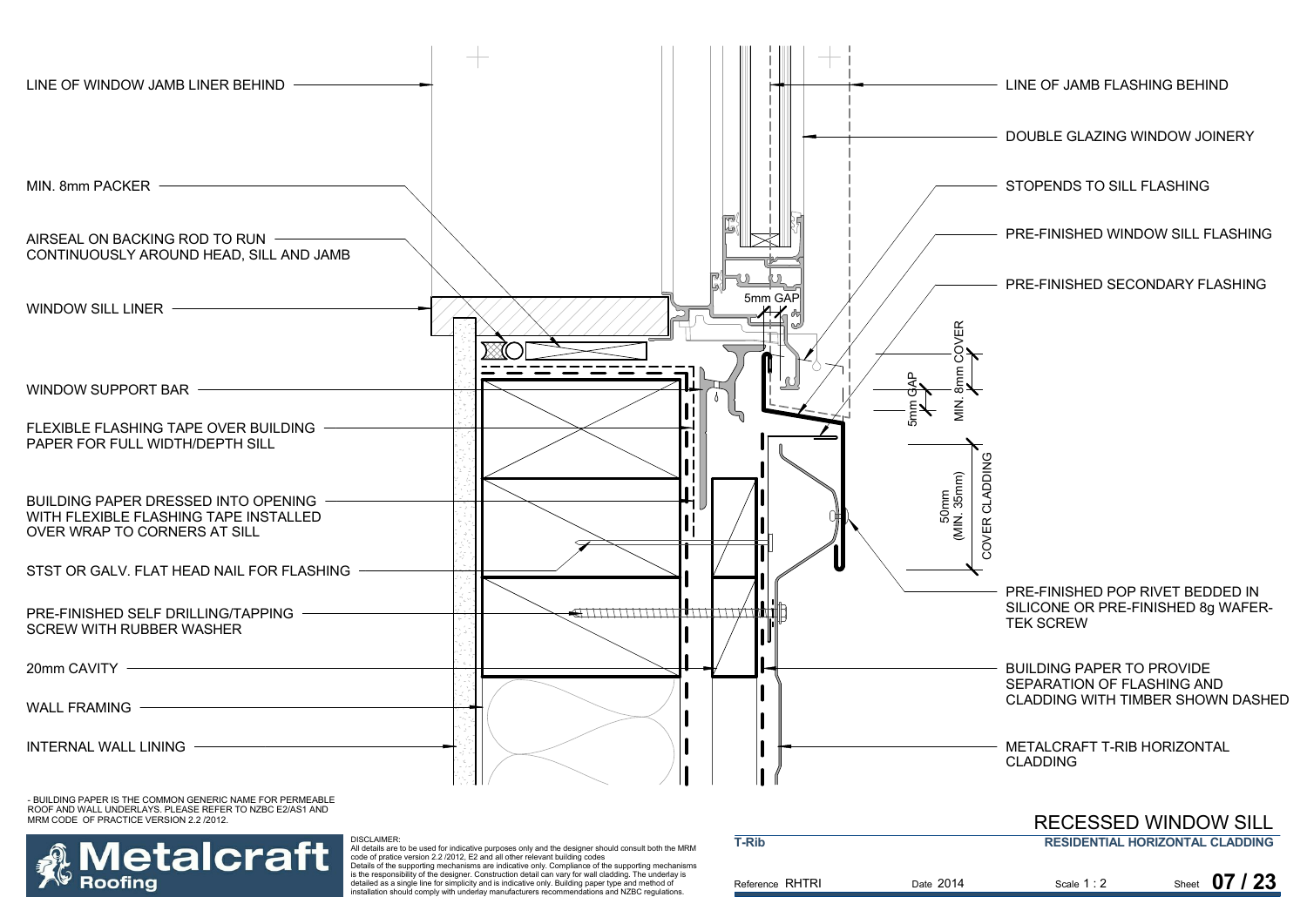LINE OF WINDOW JAMB LINER BEHIND

MIN. 8mm PACKER

AIRSEAL ON BACKING ROD TO RUN CONTINUOUSLY AROUND HEAD, SILL AND JAMB

WINDOW SILL LINER

WINDOW SUPPORT BAR

FLEXIBLE FLASHING TAPE OVER BUILDING PAPER FOR FULL WIDTH/DEPTH SILL

BUILDING PAPER DRESSED INTO OPENING WITH FLEXIBLE FLASHING TAPE INSTALLED OVER WRAP TO CORNERS AT SILL

STST OR GALV. FLAT HEAD NAIL FOR FLASHING

PRE-FINISHED SELF DRILLING/TAPPING SCREW WITH RUBBER WASHER

20mm CAVITY

WALL FRAMING

INTERNAL WALL LINING

LINE OF JAMB FLASHING BEHIND

DOUBLE GLAZING WINDOW JOINERY

STOPENDS TO SILL FLASHING

PRE-FINISHED WINDOW SILL FLASHING

PRE-FINISHED SECONDARY FLASHING

5mm GAP

5mm GAP

MIN. 8mm COVER

50mm (MIN. 35mm) COVER CLADDING

PRE-FINISHED POP RIVET BEDDED IN SILICONE OR PRE-FINISHED 8g WAFER-TEK SCREW

BUILDING PAPER TO PROVIDE SEPARATION OF FLASHING AND CLADDING WITH TIMBER SHOWN DASHED

METALCRAFT T-RIB HORIZONTAL CLADDING

- BUILDING PAPER IS THE COMMON GENERIC NAME FOR PERMEABLE ROOF AND WALL UNDERLAYS. PLEASE REFER TO NZBC E2/AS1 AND MRM CODE OF PRACTICE VERSION 2.2 /2012.

Metalcraft Roofing

DISCLAIMER:
All details are to be used for indicative purposes only and the designer should consult both the MRM code of pratice version 2.2 /2012, E2 and all other relevant building codes
Details of the supporting mechanisms are indicative only. Compliance of the supporting mechanisms is the responsibility of the designer. Construction detail can vary for wall cladding. The underlay is detailed as a single line for simplicity and is indicative only. Building paper type and method of installation should comply with underlay manufacturers recommendations and NZBC regulations.

## RECESSED WINDOW SILL

**T-Rib** — **RESIDENTIAL HORIZONTAL CLADDING**

Reference RHTRI | Date 2014 | Scale 1 : 2 | Sheet **07 / 23**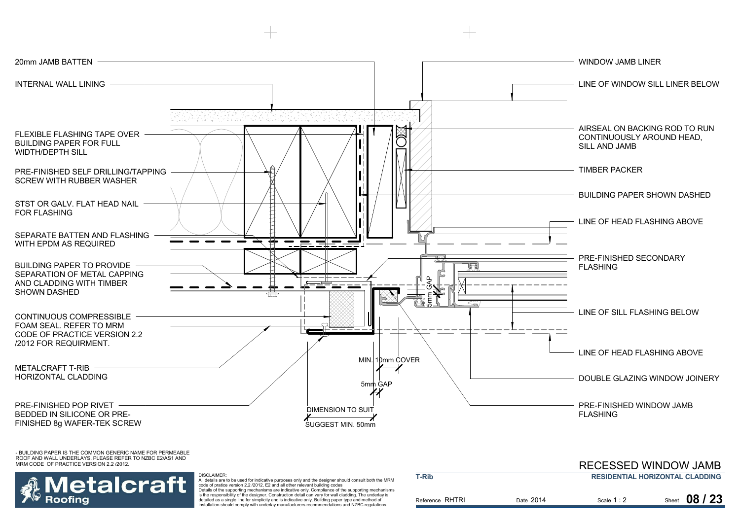20mm JAMB BATTEN

INTERNAL WALL LINING

FLEXIBLE FLASHING TAPE OVER BUILDING PAPER FOR FULL WIDTH/DEPTH SILL

PRE-FINISHED SELF DRILLING/TAPPING SCREW WITH RUBBER WASHER

STST OR GALV. FLAT HEAD NAIL FOR FLASHING

SEPARATE BATTEN AND FLASHING WITH EPDM AS REQUIRED

BUILDING PAPER TO PROVIDE SEPARATION OF METAL CAPPING AND CLADDING WITH TIMBER SHOWN DASHED

CONTINUOUS COMPRESSIBLE FOAM SEAL. REFER TO MRM CODE OF PRACTICE VERSION 2.2 /2012 FOR REQUIRMENT.

METALCRAFT T-RIB HORIZONTAL CLADDING

PRE-FINISHED POP RIVET BEDDED IN SILICONE OR PRE-FINISHED 8g WAFER-TEK SCREW

WINDOW JAMB LINER

LINE OF WINDOW SILL LINER BELOW

AIRSEAL ON BACKING ROD TO RUN CONTINUOUSLY AROUND HEAD, SILL AND JAMB

TIMBER PACKER

BUILDING PAPER SHOWN DASHED

LINE OF HEAD FLASHING ABOVE

PRE-FINISHED SECONDARY FLASHING

LINE OF SILL FLASHING BELOW

LINE OF HEAD FLASHING ABOVE

DOUBLE GLAZING WINDOW JOINERY

PRE-FINISHED WINDOW JAMB FLASHING

5mm GAP

MIN. 10mm COVER

5mm GAP

DIMENSION TO SUIT

SUGGEST MIN. 50mm

- BUILDING PAPER IS THE COMMON GENERIC NAME FOR PERMEABLE ROOF AND WALL UNDERLAYS. PLEASE REFER TO NZBC E2/AS1 AND MRM CODE OF PRACTICE VERSION 2.2 /2012.

**Metalcraft Roofing**

DISCLAIMER:
All details are to be used for indicative purposes only and the designer should consult both the MRM code of pratice version 2.2 /2012, E2 and all other relevant building codes
Details of the supporting mechanisms are indicative only. Compliance of the supporting mechanisms is the responsibility of the designer. Construction detail can vary for wall cladding. The underlay is detailed as a single line for simplicity and is indicative only. Building paper type and method of installation should comply with underlay manufacturers recommendations and NZBC regulations.

# RECESSED WINDOW JAMB

**T-Rib** — **RESIDENTIAL HORIZONTAL CLADDING**

| Reference RHTRI | Date 2014 | Scale 1 : 2 | Sheet **08 / 23** |
|---|---|---|---|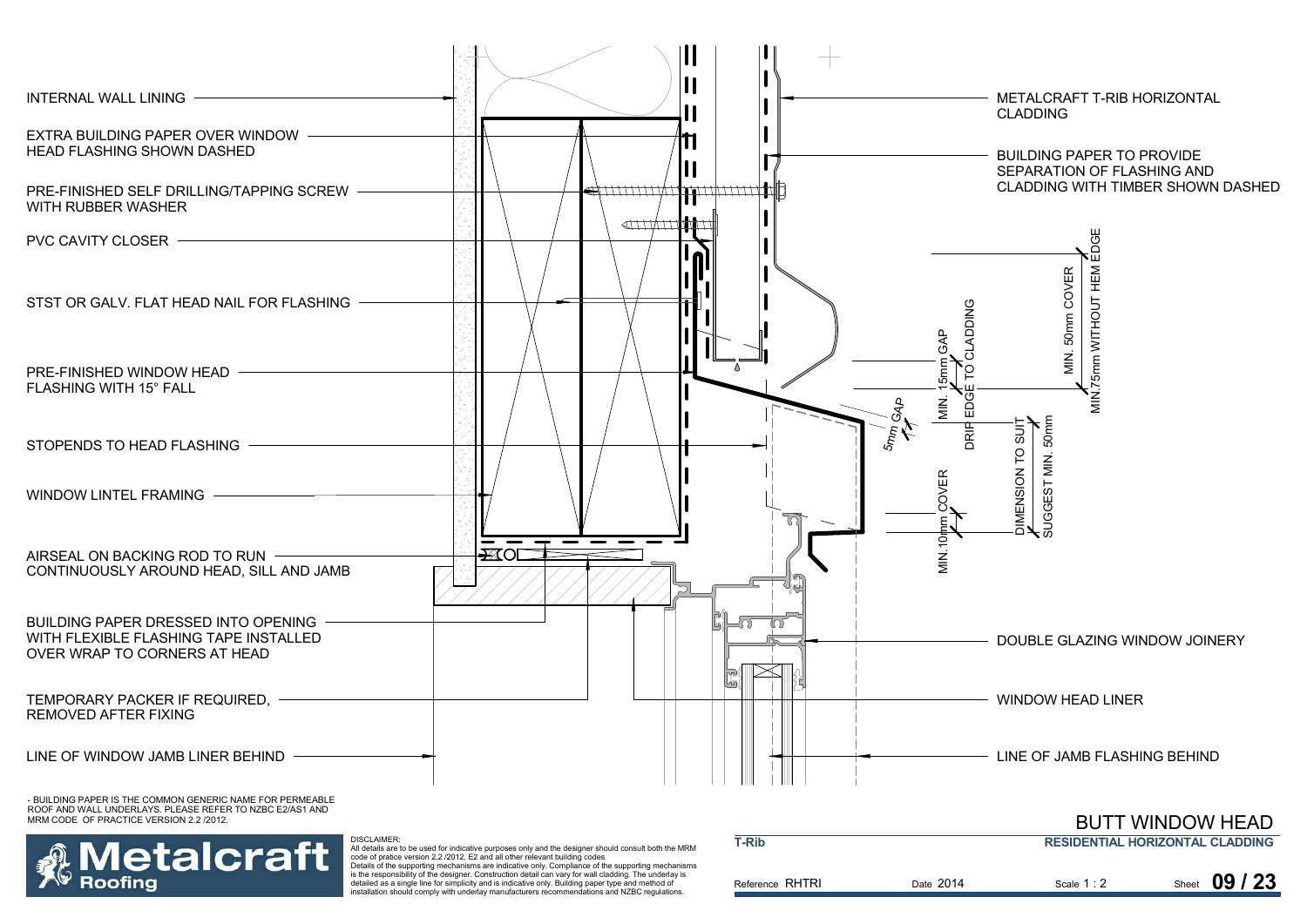INTERNAL WALL LINING

EXTRA BUILDING PAPER OVER WINDOW HEAD FLASHING SHOWN DASHED

PRE-FINISHED SELF DRILLING/TAPPING SCREW WITH RUBBER WASHER

PVC CAVITY CLOSER

STST OR GALV. FLAT HEAD NAIL FOR FLASHING

PRE-FINISHED WINDOW HEAD FLASHING WITH 15° FALL

STOPENDS TO HEAD FLASHING

WINDOW LINTEL FRAMING

AIRSEAL ON BACKING ROD TO RUN CONTINUOUSLY AROUND HEAD, SILL AND JAMB

BUILDING PAPER DRESSED INTO OPENING WITH FLEXIBLE FLASHING TAPE INSTALLED OVER WRAP TO CORNERS AT HEAD

TEMPORARY PACKER IF REQUIRED, REMOVED AFTER FIXING

LINE OF WINDOW JAMB LINER BEHIND

METALCRAFT T-RIB HORIZONTAL CLADDING

BUILDING PAPER TO PROVIDE SEPARATION OF FLASHING AND CLADDING WITH TIMBER SHOWN DASHED

MIN. 50mm COVER

MIN.75mm WITHOUT HEM EDGE

MIN. 15mm GAP

DRIP EDGE TO CLADDING

5mm GAP

DIMENSION TO SUIT

SUGGEST MIN. 50mm

MIN. 10mm COVER

DOUBLE GLAZING WINDOW JOINERY

WINDOW HEAD LINER

LINE OF JAMB FLASHING BEHIND

- BUILDING PAPER IS THE COMMON GENERIC NAME FOR PERMEABLE ROOF AND WALL UNDERLAYS. PLEASE REFER TO NZBC E2/AS1 AND MRM CODE OF PRACTICE VERSION 2.2 /2012.

DISCLAIMER:
All details are to be used for indicative purposes only and the designer should consult both the MRM code of pratice version 2.2 /2012, E2 and all other relevant building codes
Details of the supporting mechanisms are indicative only. Compliance of the supporting mechanisms is the responsibility of the designer. Construction detail can vary for wall cladding. The underlay is detailed as a single line for simplicity and is indicative only. Building paper type and method of installation should comply with underlay manufacturers recommendations and NZBC regulations.

Metalcraft Roofing

# BUTT WINDOW HEAD

**T-Rib** | **RESIDENTIAL HORIZONTAL CLADDING**

Reference RHTRI | Date 2014 | Scale 1 : 2 | Sheet 09 / 23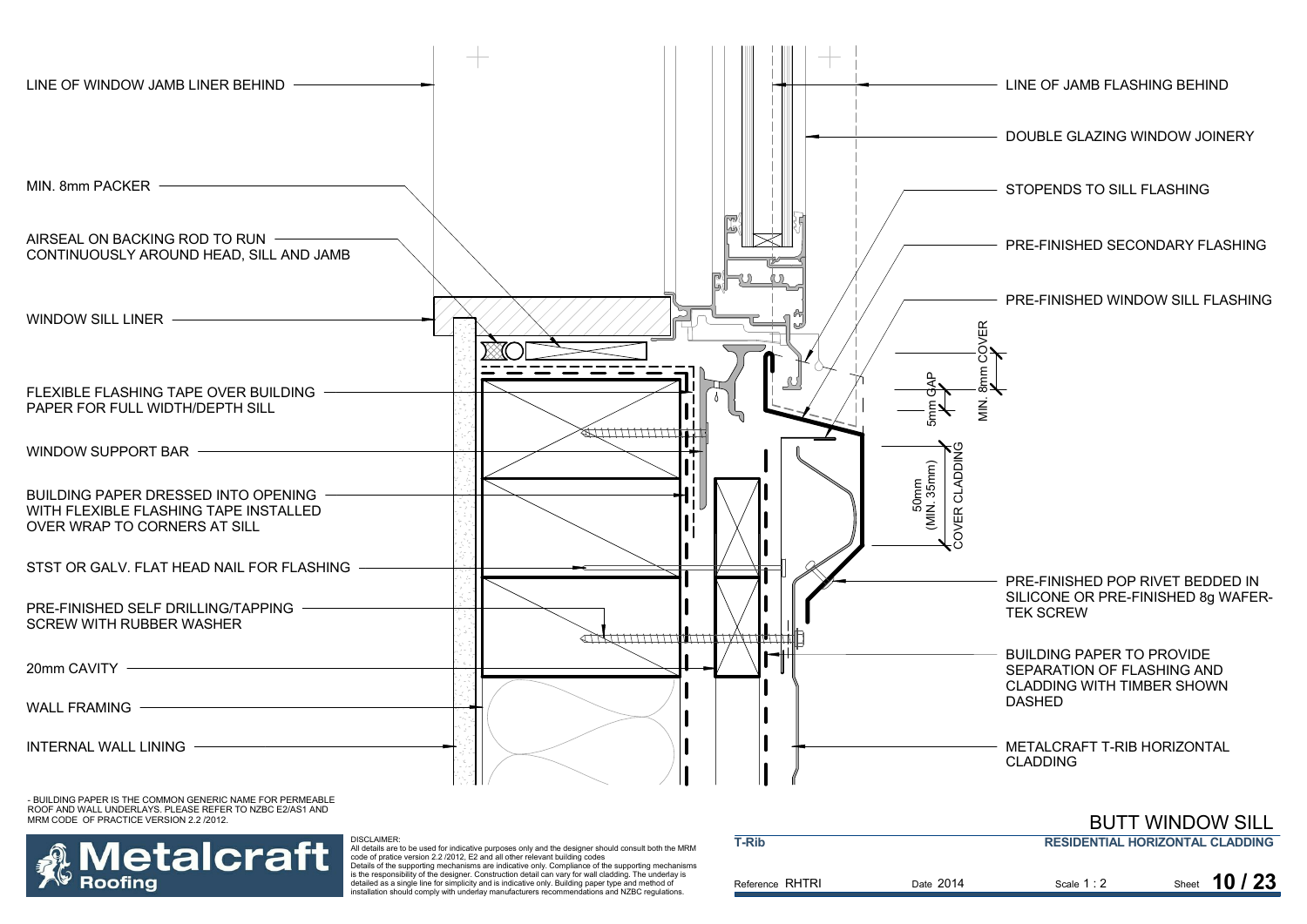LINE OF WINDOW JAMB LINER BEHIND

MIN. 8mm PACKER

AIRSEAL ON BACKING ROD TO RUN CONTINUOUSLY AROUND HEAD, SILL AND JAMB

WINDOW SILL LINER

FLEXIBLE FLASHING TAPE OVER BUILDING PAPER FOR FULL WIDTH/DEPTH SILL

WINDOW SUPPORT BAR

BUILDING PAPER DRESSED INTO OPENING WITH FLEXIBLE FLASHING TAPE INSTALLED OVER WRAP TO CORNERS AT SILL

STST OR GALV. FLAT HEAD NAIL FOR FLASHING

PRE-FINISHED SELF DRILLING/TAPPING SCREW WITH RUBBER WASHER

20mm CAVITY

WALL FRAMING

INTERNAL WALL LINING

LINE OF JAMB FLASHING BEHIND

DOUBLE GLAZING WINDOW JOINERY

STOPENDS TO SILL FLASHING

PRE-FINISHED SECONDARY FLASHING

PRE-FINISHED WINDOW SILL FLASHING

MIN. 8mm COVER

5mm GAP

50mm (MIN. 35mm) COVER CLADDING

PRE-FINISHED POP RIVET BEDDED IN SILICONE OR PRE-FINISHED 8g WAFER-TEK SCREW

BUILDING PAPER TO PROVIDE SEPARATION OF FLASHING AND CLADDING WITH TIMBER SHOWN DASHED

METALCRAFT T-RIB HORIZONTAL CLADDING

- BUILDING PAPER IS THE COMMON GENERIC NAME FOR PERMEABLE ROOF AND WALL UNDERLAYS. PLEASE REFER TO NZBC E2/AS1 AND MRM CODE OF PRACTICE VERSION 2.2 /2012.

Metalcraft Roofing

DISCLAIMER:
All details are to be used for indicative purposes only and the designer should consult both the MRM code of pratice version 2.2 /2012, E2 and all other relevant building codes
Details of the supporting mechanisms are indicative only. Compliance of the supporting mechanisms is the responsibility of the designer. Construction detail can vary for wall cladding. The underlay is detailed as a single line for simplicity and is indicative only. Building paper type and method of installation should comply with underlay manufacturers recommendations and NZBC regulations.

# BUTT WINDOW SILL

T-Rib — RESIDENTIAL HORIZONTAL CLADDING

Reference RHTRI | Date 2014 | Scale 1 : 2 | Sheet 10 / 23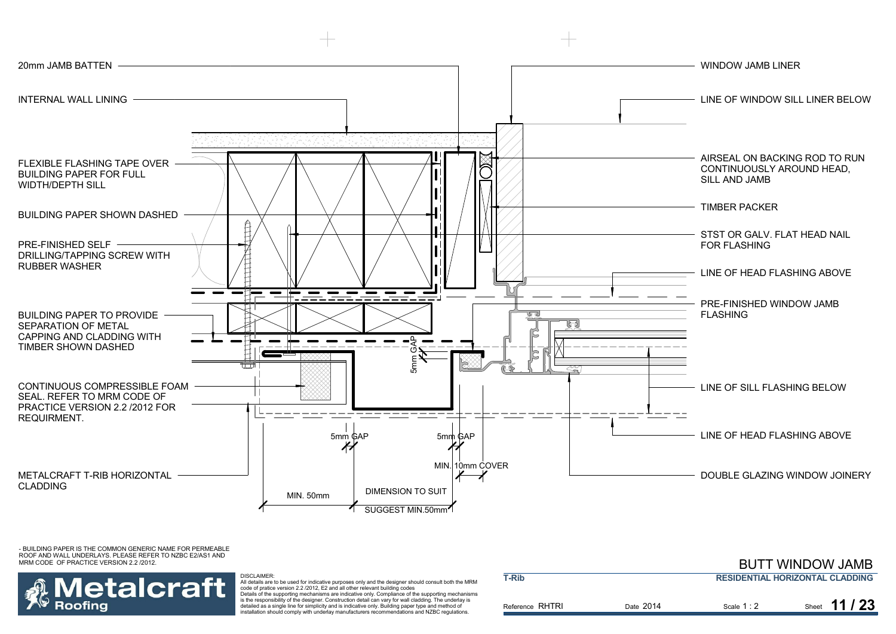20mm JAMB BATTEN

INTERNAL WALL LINING

FLEXIBLE FLASHING TAPE OVER BUILDING PAPER FOR FULL WIDTH/DEPTH SILL

BUILDING PAPER SHOWN DASHED

PRE-FINISHED SELF DRILLING/TAPPING SCREW WITH RUBBER WASHER

BUILDING PAPER TO PROVIDE SEPARATION OF METAL CAPPING AND CLADDING WITH TIMBER SHOWN DASHED

CONTINUOUS COMPRESSIBLE FOAM SEAL. REFER TO MRM CODE OF PRACTICE VERSION 2.2 /2012 FOR REQUIRMENT.

METALCRAFT T-RIB HORIZONTAL CLADDING

WINDOW JAMB LINER

LINE OF WINDOW SILL LINER BELOW

AIRSEAL ON BACKING ROD TO RUN CONTINUOUSLY AROUND HEAD, SILL AND JAMB

TIMBER PACKER

STST OR GALV. FLAT HEAD NAIL FOR FLASHING

LINE OF HEAD FLASHING ABOVE

PRE-FINISHED WINDOW JAMB FLASHING

LINE OF SILL FLASHING BELOW

LINE OF HEAD FLASHING ABOVE

DOUBLE GLAZING WINDOW JOINERY

5mm GAP

5mm GAP

5mm GAP

MIN. 10mm COVER

MIN. 50mm

DIMENSION TO SUIT

SUGGEST MIN.50mm

- BUILDING PAPER IS THE COMMON GENERIC NAME FOR PERMEABLE ROOF AND WALL UNDERLAYS. PLEASE REFER TO NZBC E2/AS1 AND MRM CODE OF PRACTICE VERSION 2.2 /2012.

DISCLAIMER:
All details are to be used for indicative purposes only and the designer should consult both the MRM code of pratice version 2.2 /2012, E2 and all other relevant building codes
Details of the supporting mechanisms are indicative only. Compliance of the supporting mechanisms is the responsibility of the designer. Construction detail can vary for wall cladding. The underlay is detailed as a single line for simplicity and is indicative only. Building paper type and method of installation should comply with underlay manufacturers recommendations and NZBC regulations.

Metalcraft Roofing

# BUTT WINDOW JAMB

**T-Rib** — **RESIDENTIAL HORIZONTAL CLADDING**

Reference RHTRI | Date 2014 | Scale 1 : 2 | Sheet **11 / 23**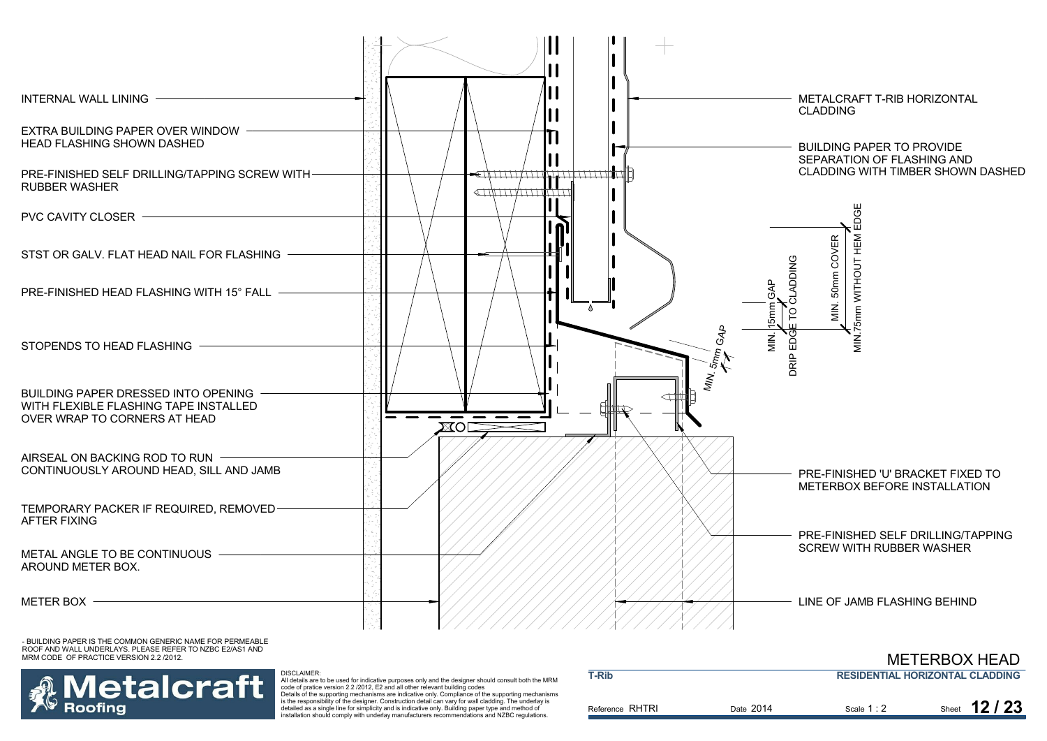# METERBOX HEAD

INTERNAL WALL LINING

EXTRA BUILDING PAPER OVER WINDOW HEAD FLASHING SHOWN DASHED

PRE-FINISHED SELF DRILLING/TAPPING SCREW WITH RUBBER WASHER

PVC CAVITY CLOSER

STST OR GALV. FLAT HEAD NAIL FOR FLASHING

PRE-FINISHED HEAD FLASHING WITH 15° FALL

STOPENDS TO HEAD FLASHING

BUILDING PAPER DRESSED INTO OPENING WITH FLEXIBLE FLASHING TAPE INSTALLED OVER WRAP TO CORNERS AT HEAD

AIRSEAL ON BACKING ROD TO RUN CONTINUOUSLY AROUND HEAD, SILL AND JAMB

TEMPORARY PACKER IF REQUIRED, REMOVED AFTER FIXING

METAL ANGLE TO BE CONTINUOUS AROUND METER BOX.

METER BOX

METALCRAFT T-RIB HORIZONTAL CLADDING

BUILDING PAPER TO PROVIDE SEPARATION OF FLASHING AND CLADDING WITH TIMBER SHOWN DASHED

MIN. 15mm GAP

DRIP EDGE TO CLADDING

MIN. 50mm COVER

MIN.75mm WITHOUT HEM EDGE

MIN. 5mm GAP

PRE-FINISHED 'U' BRACKET FIXED TO METERBOX BEFORE INSTALLATION

PRE-FINISHED SELF DRILLING/TAPPING SCREW WITH RUBBER WASHER

LINE OF JAMB FLASHING BEHIND

- BUILDING PAPER IS THE COMMON GENERIC NAME FOR PERMEABLE ROOF AND WALL UNDERLAYS. PLEASE REFER TO NZBC E2/AS1 AND MRM CODE OF PRACTICE VERSION 2.2 /2012.

Metalcraft Roofing

DISCLAIMER:
All details are to be used for indicative purposes only and the designer should consult both the MRM code of pratice version 2.2 /2012, E2 and all other relevant building codes
Details of the supporting mechanisms are indicative only. Compliance of the supporting mechanisms is the responsibility of the designer. Construction detail can vary for wall cladding. The underlay is detailed as a single line for simplicity and is indicative only. Building paper type and method of installation should comply with underlay manufacturers recommendations and NZBC regulations.

T-Rib

RESIDENTIAL HORIZONTAL CLADDING

Reference RHTRI | Date 2014 | Scale 1 : 2 | Sheet 12 / 23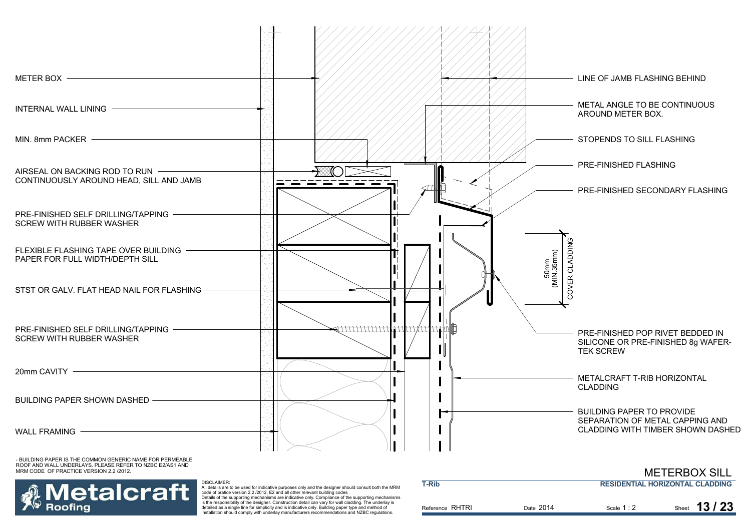METER BOX

INTERNAL WALL LINING

MIN. 8mm PACKER

AIRSEAL ON BACKING ROD TO RUN CONTINUOUSLY AROUND HEAD, SILL AND JAMB

PRE-FINISHED SELF DRILLING/TAPPING SCREW WITH RUBBER WASHER

FLEXIBLE FLASHING TAPE OVER BUILDING PAPER FOR FULL WIDTH/DEPTH SILL

STST OR GALV. FLAT HEAD NAIL FOR FLASHING

PRE-FINISHED SELF DRILLING/TAPPING SCREW WITH RUBBER WASHER

20mm CAVITY

BUILDING PAPER SHOWN DASHED

WALL FRAMING

LINE OF JAMB FLASHING BEHIND

METAL ANGLE TO BE CONTINUOUS AROUND METER BOX.

STOPENDS TO SILL FLASHING

PRE-FINISHED FLASHING

PRE-FINISHED SECONDARY FLASHING

50mm (MIN.35mm) COVER CLADDING

PRE-FINISHED POP RIVET BEDDED IN SILICONE OR PRE-FINISHED 8g WAFER-TEK SCREW

METALCRAFT T-RIB HORIZONTAL CLADDING

BUILDING PAPER TO PROVIDE SEPARATION OF METAL CAPPING AND CLADDING WITH TIMBER SHOWN DASHED

- BUILDING PAPER IS THE COMMON GENERIC NAME FOR PERMEABLE ROOF AND WALL UNDERLAYS. PLEASE REFER TO NZBC E2/AS1 AND MRM CODE OF PRACTICE VERSION 2.2 /2012.

**Metalcraft Roofing**

DISCLAIMER:
All details are to be used for indicative purposes only and the designer should consult both the MRM code of pratice version 2.2 /2012, E2 and all other relevant building codes
Details of the supporting mechanisms are indicative only. Compliance of the supporting mechanisms is the responsibility of the designer. Construction detail can vary for wall cladding. The underlay is detailed as a single line for simplicity and is indicative only. Building paper type and method of installation should comply with underlay manufacturers recommendations and NZBC regulations.

# METERBOX SILL

**T-Rib** — **RESIDENTIAL HORIZONTAL CLADDING**

Reference RHTRI | Date 2014 | Scale 1 : 2 | Sheet **13 / 23**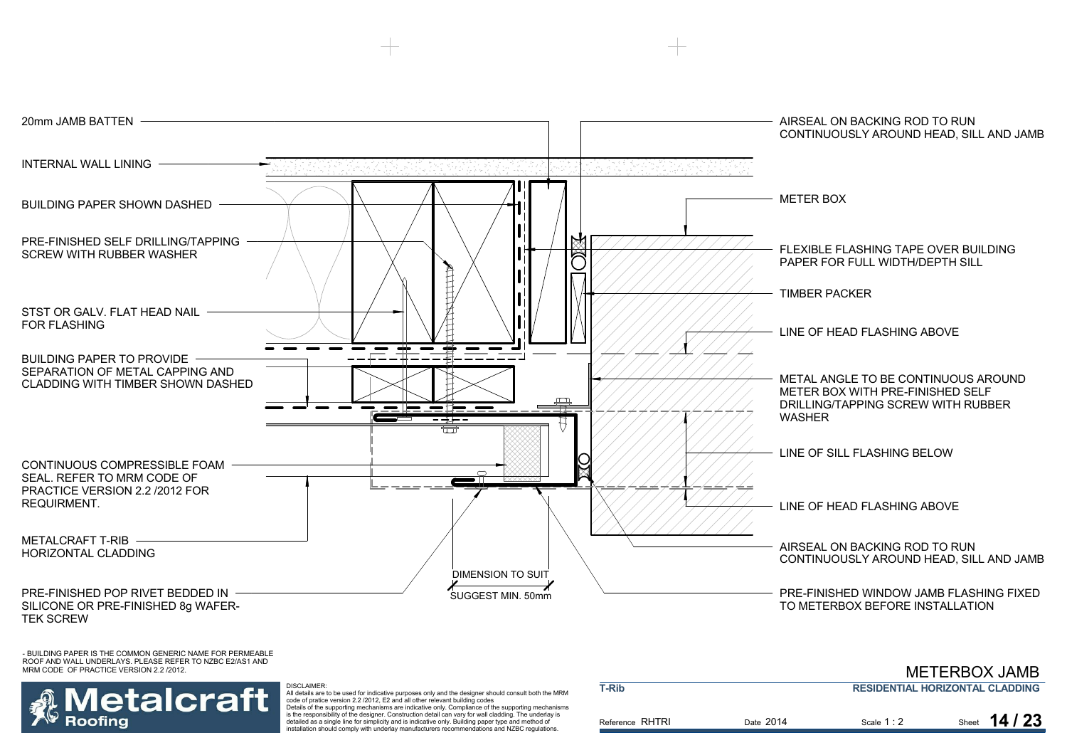20mm JAMB BATTEN

INTERNAL WALL LINING

BUILDING PAPER SHOWN DASHED

PRE-FINISHED SELF DRILLING/TAPPING SCREW WITH RUBBER WASHER

STST OR GALV. FLAT HEAD NAIL FOR FLASHING

BUILDING PAPER TO PROVIDE SEPARATION OF METAL CAPPING AND CLADDING WITH TIMBER SHOWN DASHED

CONTINUOUS COMPRESSIBLE FOAM SEAL. REFER TO MRM CODE OF PRACTICE VERSION 2.2 /2012 FOR REQUIRMENT.

METALCRAFT T-RIB HORIZONTAL CLADDING

PRE-FINISHED POP RIVET BEDDED IN SILICONE OR PRE-FINISHED 8g WAFER-TEK SCREW

DIMENSION TO SUIT

SUGGEST MIN. 50mm

AIRSEAL ON BACKING ROD TO RUN CONTINUOUSLY AROUND HEAD, SILL AND JAMB

METER BOX

FLEXIBLE FLASHING TAPE OVER BUILDING PAPER FOR FULL WIDTH/DEPTH SILL

TIMBER PACKER

LINE OF HEAD FLASHING ABOVE

METAL ANGLE TO BE CONTINUOUS AROUND METER BOX WITH PRE-FINISHED SELF DRILLING/TAPPING SCREW WITH RUBBER WASHER

LINE OF SILL FLASHING BELOW

LINE OF HEAD FLASHING ABOVE

AIRSEAL ON BACKING ROD TO RUN CONTINUOUSLY AROUND HEAD, SILL AND JAMB

PRE-FINISHED WINDOW JAMB FLASHING FIXED TO METERBOX BEFORE INSTALLATION

- BUILDING PAPER IS THE COMMON GENERIC NAME FOR PERMEABLE ROOF AND WALL UNDERLAYS. PLEASE REFER TO NZBC E2/AS1 AND MRM CODE OF PRACTICE VERSION 2.2 /2012.

DISCLAIMER:
All details are to be used for indicative purposes only and the designer should consult both the MRM code of pratice version 2.2 /2012, E2 and all other relevant building codes
Details of the supporting mechanisms are indicative only. Compliance of the supporting mechanisms is the responsibility of the designer. Construction detail can vary for wall cladding. The underlay is detailed as a single line for simplicity and is indicative only. Building paper type and method of installation should comply with underlay manufacturers recommendations and NZBC regulations.

# METERBOX JAMB

**T-Rib** — **RESIDENTIAL HORIZONTAL CLADDING**

Reference RHTRI | Date 2014 | Scale 1 : 2 | Sheet **14 / 23**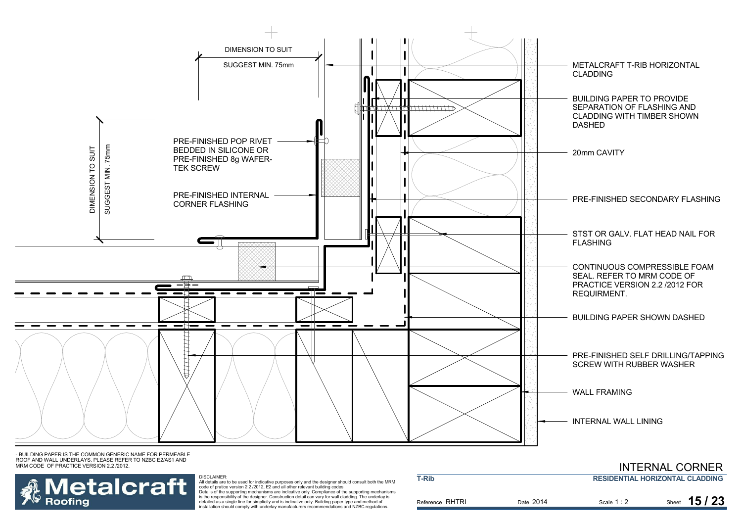DIMENSION TO SUIT

SUGGEST MIN. 75mm

DIMENSION TO SUIT

SUGGEST MIN. 75mm

PRE-FINISHED POP RIVET BEDDED IN SILICONE OR PRE-FINISHED 8g WAFER-TEK SCREW

PRE-FINISHED INTERNAL CORNER FLASHING

METALCRAFT T-RIB HORIZONTAL CLADDING

BUILDING PAPER TO PROVIDE SEPARATION OF FLASHING AND CLADDING WITH TIMBER SHOWN DASHED

20mm CAVITY

PRE-FINISHED SECONDARY FLASHING

STST OR GALV. FLAT HEAD NAIL FOR FLASHING

CONTINUOUS COMPRESSIBLE FOAM SEAL. REFER TO MRM CODE OF PRACTICE VERSION 2.2 /2012 FOR REQUIRMENT.

BUILDING PAPER SHOWN DASHED

PRE-FINISHED SELF DRILLING/TAPPING SCREW WITH RUBBER WASHER

WALL FRAMING

INTERNAL WALL LINING

- BUILDING PAPER IS THE COMMON GENERIC NAME FOR PERMEABLE ROOF AND WALL UNDERLAYS. PLEASE REFER TO NZBC E2/AS1 AND MRM CODE OF PRACTICE VERSION 2.2 /2012.

Metalcraft Roofing

DISCLAIMER:
All details are to be used for indicative purposes only and the designer should consult both the MRM code of pratice version 2.2 /2012, E2 and all other relevant building codes
Details of the supporting mechanisms are indicative only. Compliance of the supporting mechanisms is the responsibility of the designer. Construction detail can vary for wall cladding. The underlay is detailed as a single line for simplicity and is indicative only. Building paper type and method of installation should comply with underlay manufacturers recommendations and NZBC regulations.

# INTERNAL CORNER

**T-Rib** | **RESIDENTIAL HORIZONTAL CLADDING**

Reference RHTRI | Date 2014 | Scale 1 : 2 | Sheet **15 / 23**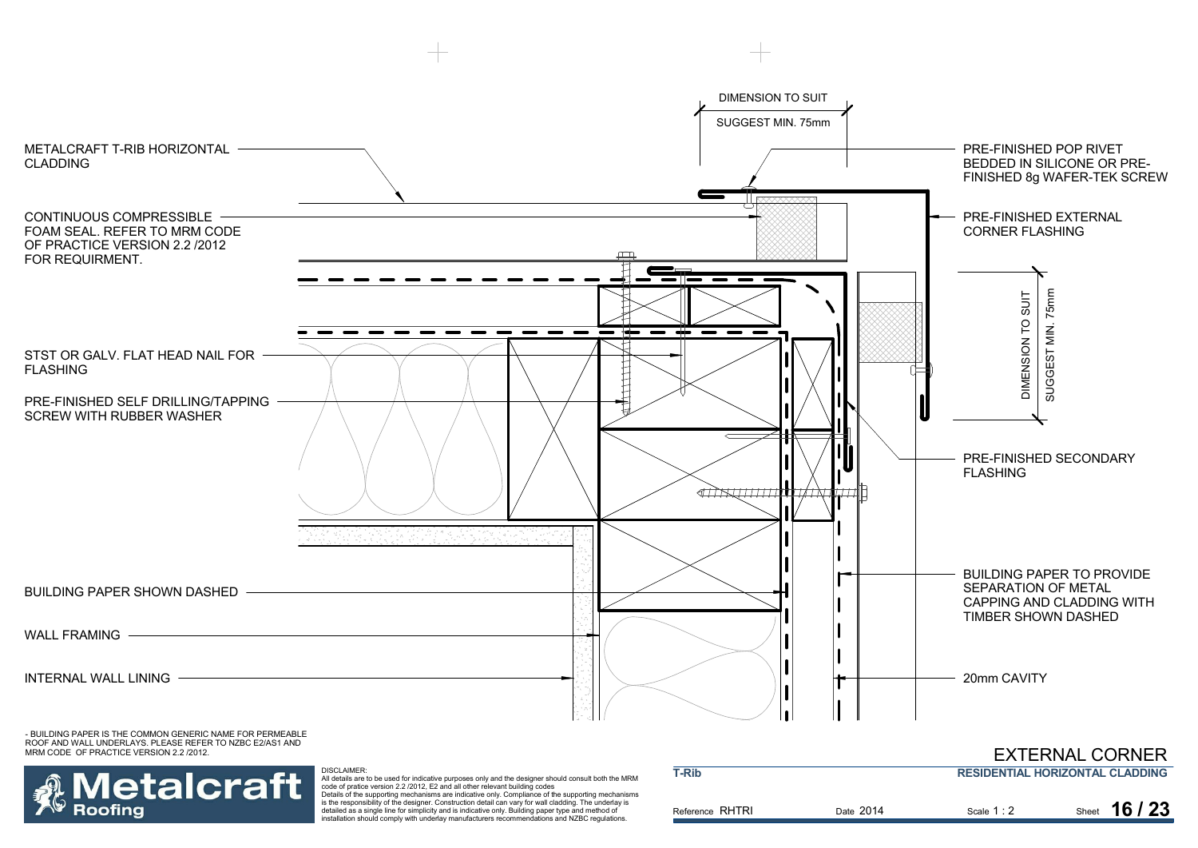METALCRAFT T-RIB HORIZONTAL CLADDING

CONTINUOUS COMPRESSIBLE FOAM SEAL. REFER TO MRM CODE OF PRACTICE VERSION 2.2 /2012 FOR REQUIRMENT.

STST OR GALV. FLAT HEAD NAIL FOR FLASHING

PRE-FINISHED SELF DRILLING/TAPPING SCREW WITH RUBBER WASHER

BUILDING PAPER SHOWN DASHED

WALL FRAMING

INTERNAL WALL LINING

DIMENSION TO SUIT

SUGGEST MIN. 75mm

PRE-FINISHED POP RIVET BEDDED IN SILICONE OR PRE-FINISHED 8g WAFER-TEK SCREW

PRE-FINISHED EXTERNAL CORNER FLASHING

DIMENSION TO SUIT

SUGGEST MIN. 75mm

PRE-FINISHED SECONDARY FLASHING

BUILDING PAPER TO PROVIDE SEPARATION OF METAL CAPPING AND CLADDING WITH TIMBER SHOWN DASHED

20mm CAVITY

- BUILDING PAPER IS THE COMMON GENERIC NAME FOR PERMEABLE ROOF AND WALL UNDERLAYS. PLEASE REFER TO NZBC E2/AS1 AND MRM CODE OF PRACTICE VERSION 2.2 /2012.

Metalcraft Roofing

DISCLAIMER:
All details are to be used for indicative purposes only and the designer should consult both the MRM code of pratice version 2.2 /2012, E2 and all other relevant building codes
Details of the supporting mechanisms are indicative only. Compliance of the supporting mechanisms is the responsibility of the designer. Construction detail can vary for wall cladding. The underlay is detailed as a single line for simplicity and is indicative only. Building paper type and method of installation should comply with underlay manufacturers recommendations and NZBC regulations.

# EXTERNAL CORNER

**T-Rib** | **RESIDENTIAL HORIZONTAL CLADDING**

Reference RHTRI | Date 2014 | Scale 1 : 2 | Sheet **16 / 23**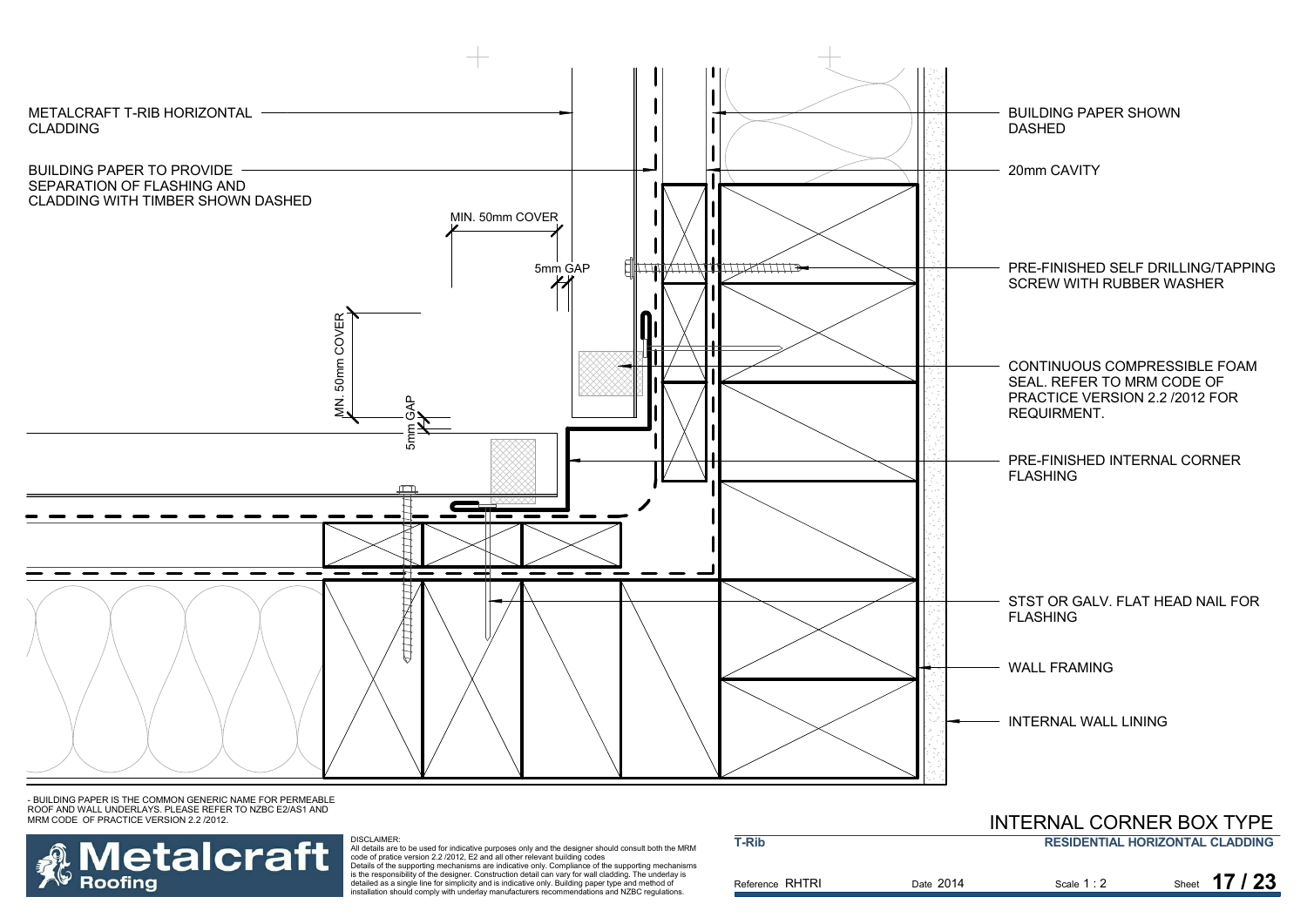METALCRAFT T-RIB HORIZONTAL CLADDING

BUILDING PAPER TO PROVIDE SEPARATION OF FLASHING AND CLADDING WITH TIMBER SHOWN DASHED

MIN. 50mm COVER

5mm GAP

MN. 50mm COVER

5mm GAP

BUILDING PAPER SHOWN DASHED

20mm CAVITY

PRE-FINISHED SELF DRILLING/TAPPING SCREW WITH RUBBER WASHER

CONTINUOUS COMPRESSIBLE FOAM SEAL. REFER TO MRM CODE OF PRACTICE VERSION 2.2 /2012 FOR REQUIRMENT.

PRE-FINISHED INTERNAL CORNER FLASHING

STST OR GALV. FLAT HEAD NAIL FOR FLASHING

WALL FRAMING

INTERNAL WALL LINING

- BUILDING PAPER IS THE COMMON GENERIC NAME FOR PERMEABLE ROOF AND WALL UNDERLAYS. PLEASE REFER TO NZBC E2/AS1 AND MRM CODE OF PRACTICE VERSION 2.2 /2012.

# INTERNAL CORNER BOX TYPE

**T-Rib** — **RESIDENTIAL HORIZONTAL CLADDING**

DISCLAIMER:
All details are to be used for indicative purposes only and the designer should consult both the MRM code of pratice version 2.2 /2012, E2 and all other relevant building codes
Details of the supporting mechanisms are indicative only. Compliance of the supporting mechanisms is the responsibility of the designer. Construction detail can vary for wall cladding. The underlay is detailed as a single line for simplicity and is indicative only. Building paper type and method of installation should comply with underlay manufacturers recommendations and NZBC regulations.

Metalcraft Roofing

Reference RHTRI | Date 2014 | Scale 1 : 2 | Sheet **17 / 23**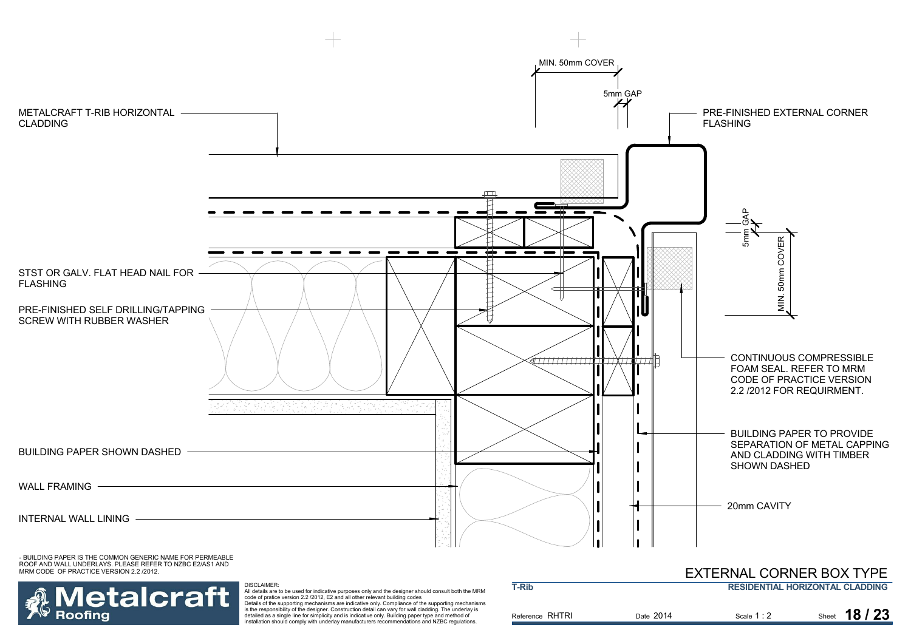MIN. 50mm COVER

5mm GAP

METALCRAFT T-RIB HORIZONTAL CLADDING

PRE-FINISHED EXTERNAL CORNER FLASHING

5mm GAP

MIN. 50mm COVER

STST OR GALV. FLAT HEAD NAIL FOR FLASHING

PRE-FINISHED SELF DRILLING/TAPPING SCREW WITH RUBBER WASHER

CONTINUOUS COMPRESSIBLE FOAM SEAL. REFER TO MRM CODE OF PRACTICE VERSION 2.2 /2012 FOR REQUIRMENT.

BUILDING PAPER TO PROVIDE SEPARATION OF METAL CAPPING AND CLADDING WITH TIMBER SHOWN DASHED

BUILDING PAPER SHOWN DASHED

WALL FRAMING

20mm CAVITY

INTERNAL WALL LINING

- BUILDING PAPER IS THE COMMON GENERIC NAME FOR PERMEABLE ROOF AND WALL UNDERLAYS. PLEASE REFER TO NZBC E2/AS1 AND MRM CODE OF PRACTICE VERSION 2.2 /2012.

DISCLAIMER:
All details are to be used for indicative purposes only and the designer should consult both the MRM code of pratice version 2.2 /2012, E2 and all other relevant building codes
Details of the supporting mechanisms are indicative only. Compliance of the supporting mechanisms is the responsibility of the designer. Construction detail can vary for wall cladding. The underlay is detailed as a single line for simplicity and is indicative only. Building paper type and method of installation should comply with underlay manufacturers recommendations and NZBC regulations.

# EXTERNAL CORNER BOX TYPE

**T-Rib** | **RESIDENTIAL HORIZONTAL CLADDING**

Reference RHTRI | Date 2014 | Scale 1 : 2 | Sheet **18 / 23**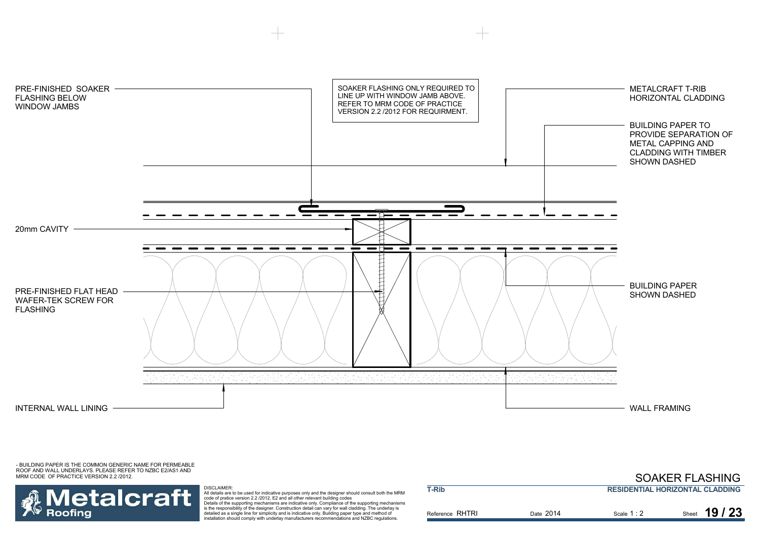PRE-FINISHED SOAKER FLASHING BELOW WINDOW JAMBS

SOAKER FLASHING ONLY REQUIRED TO LINE UP WITH WINDOW JAMB ABOVE. REFER TO MRM CODE OF PRACTICE VERSION 2.2 /2012 FOR REQUIRMENT.

METALCRAFT T-RIB HORIZONTAL CLADDING

BUILDING PAPER TO PROVIDE SEPARATION OF METAL CAPPING AND CLADDING WITH TIMBER SHOWN DASHED

20mm CAVITY

PRE-FINISHED FLAT HEAD WAFER-TEK SCREW FOR FLASHING

BUILDING PAPER SHOWN DASHED

INTERNAL WALL LINING

WALL FRAMING

- BUILDING PAPER IS THE COMMON GENERIC NAME FOR PERMEABLE ROOF AND WALL UNDERLAYS. PLEASE REFER TO NZBC E2/AS1 AND MRM CODE OF PRACTICE VERSION 2.2 /2012.

Metalcraft Roofing

DISCLAIMER:
All details are to be used for indicative purposes only and the designer should consult both the MRM code of pratice version 2.2 /2012, E2 and all other relevant building codes
Details of the supporting mechanisms are indicative only. Compliance of the supporting mechanisms is the responsibility of the designer. Construction detail can vary for wall cladding. The underlay is detailed as a single line for simplicity and is indicative only. Building paper type and method of installation should comply with underlay manufacturers recommendations and NZBC regulations.

# SOAKER FLASHING

**T-Rib** — **RESIDENTIAL HORIZONTAL CLADDING**

Reference RHTRI | Date 2014 | Scale 1 : 2 | Sheet **19 / 23**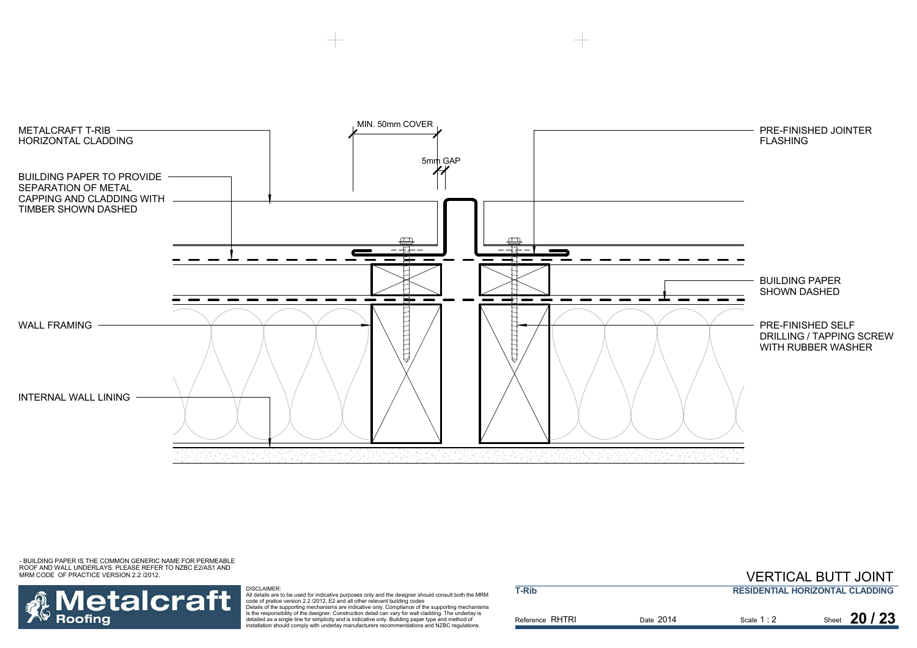METALCRAFT T-RIB HORIZONTAL CLADDING

BUILDING PAPER TO PROVIDE SEPARATION OF METAL CAPPING AND CLADDING WITH TIMBER SHOWN DASHED

MIN. 50mm COVER

5mm GAP

PRE-FINISHED JOINTER FLASHING

BUILDING PAPER SHOWN DASHED

WALL FRAMING

PRE-FINISHED SELF DRILLING / TAPPING SCREW WITH RUBBER WASHER

INTERNAL WALL LINING

- BUILDING PAPER IS THE COMMON GENERIC NAME FOR PERMEABLE ROOF AND WALL UNDERLAYS. PLEASE REFER TO NZBC E2/AS1 AND MRM CODE OF PRACTICE VERSION 2.2 /2012.

Metalcraft Roofing

DISCLAIMER:
All details are to be used for indicative purposes only and the designer should consult both the MRM code of pratice version 2.2 /2012, E2 and all other relevant building codes
Details of the supporting mechanisms are indicative only. Compliance of the supporting mechanisms is the responsibility of the designer. Construction detail can vary for wall cladding. The underlay is detailed as a single line for simplicity and is indicative only. Building paper type and method of installation should comply with underlay manufacturers recommendations and NZBC regulations.

# VERTICAL BUTT JOINT

**T-Rib** — **RESIDENTIAL HORIZONTAL CLADDING**

Reference RHTRI | Date 2014 | Scale 1 : 2 | Sheet **20 / 23**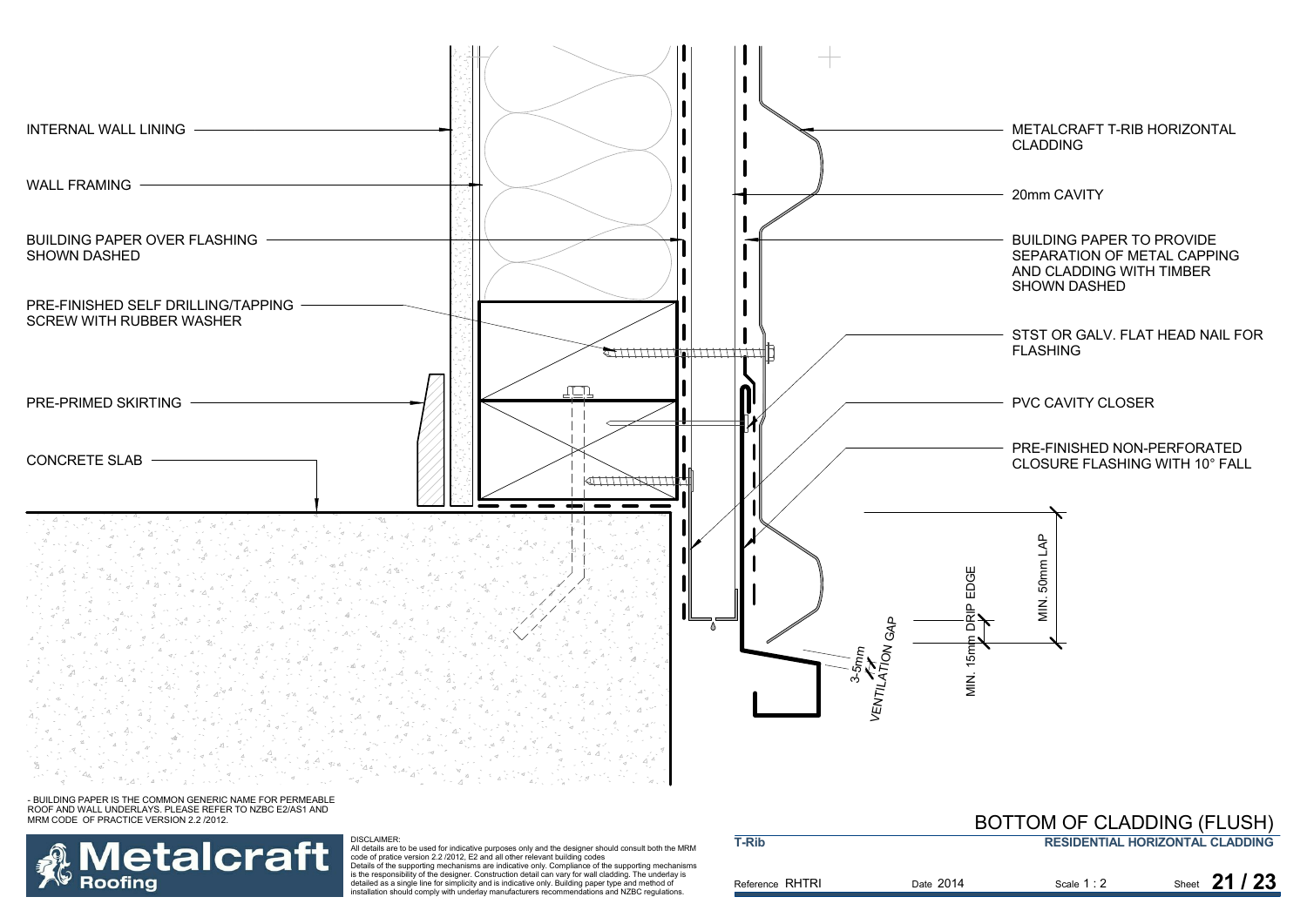INTERNAL WALL LINING

WALL FRAMING

BUILDING PAPER OVER FLASHING SHOWN DASHED

PRE-FINISHED SELF DRILLING/TAPPING SCREW WITH RUBBER WASHER

PRE-PRIMED SKIRTING

CONCRETE SLAB

METALCRAFT T-RIB HORIZONTAL CLADDING

20mm CAVITY

BUILDING PAPER TO PROVIDE SEPARATION OF METAL CAPPING AND CLADDING WITH TIMBER SHOWN DASHED

STST OR GALV. FLAT HEAD NAIL FOR FLASHING

PVC CAVITY CLOSER

PRE-FINISHED NON-PERFORATED CLOSURE FLASHING WITH 10° FALL

MIN. 50mm LAP

MIN. 15mm DRIP EDGE

3-5mm VENTILATION GAP

- BUILDING PAPER IS THE COMMON GENERIC NAME FOR PERMEABLE ROOF AND WALL UNDERLAYS. PLEASE REFER TO NZBC E2/AS1 AND MRM CODE OF PRACTICE VERSION 2.2 /2012.

Metalcraft Roofing

DISCLAIMER:
All details are to be used for indicative purposes only and the designer should consult both the MRM code of pratice version 2.2 /2012, E2 and all other relevant building codes
Details of the supporting mechanisms are indicative only. Compliance of the supporting mechanisms is the responsibility of the designer. Construction detail can vary for wall cladding. The underlay is detailed as a single line for simplicity and is indicative only. Building paper type and method of installation should comply with underlay manufacturers recommendations and NZBC regulations.

# BOTTOM OF CLADDING (FLUSH)

T-Rib

RESIDENTIAL HORIZONTAL CLADDING

Reference RHTRI | Date 2014 | Scale 1 : 2 | Sheet 21 / 23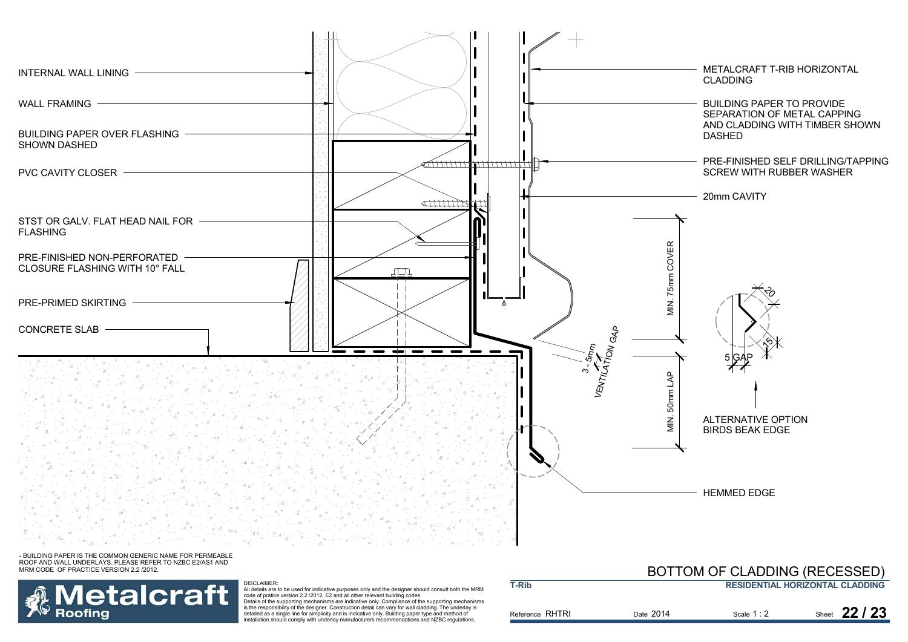INTERNAL WALL LINING

WALL FRAMING

BUILDING PAPER OVER FLASHING SHOWN DASHED

PVC CAVITY CLOSER

STST OR GALV. FLAT HEAD NAIL FOR FLASHING

PRE-FINISHED NON-PERFORATED CLOSURE FLASHING WITH 10° FALL

PRE-PRIMED SKIRTING

CONCRETE SLAB

METALCRAFT T-RIB HORIZONTAL CLADDING

BUILDING PAPER TO PROVIDE SEPARATION OF METAL CAPPING AND CLADDING WITH TIMBER SHOWN DASHED

PRE-FINISHED SELF DRILLING/TAPPING SCREW WITH RUBBER WASHER

20mm CAVITY

MIN. 75mm COVER

3 - 5mm VENTILATION GAP

MIN. 50mm LAP

20

15

5 GAP

ALTERNATIVE OPTION BIRDS BEAK EDGE

HEMMED EDGE

- BUILDING PAPER IS THE COMMON GENERIC NAME FOR PERMEABLE ROOF AND WALL UNDERLAYS. PLEASE REFER TO NZBC E2/AS1 AND MRM CODE OF PRACTICE VERSION 2.2 /2012.

Metalcraft Roofing

DISCLAIMER:
All details are to be used for indicative purposes only and the designer should consult both the MRM code of pratice version 2.2 /2012, E2 and all other relevant building codes
Details of the supporting mechanisms are indicative only. Compliance of the supporting mechanisms is the responsibility of the designer. Construction detail can vary for wall cladding. The underlay is detailed as a single line for simplicity and is indicative only. Building paper type and method of installation should comply with underlay manufacturers recommendations and NZBC regulations.

# BOTTOM OF CLADDING (RECESSED)

**T-Rib** — **RESIDENTIAL HORIZONTAL CLADDING**

Reference RHTRI | Date 2014 | Scale 1 : 2 | Sheet **22 / 23**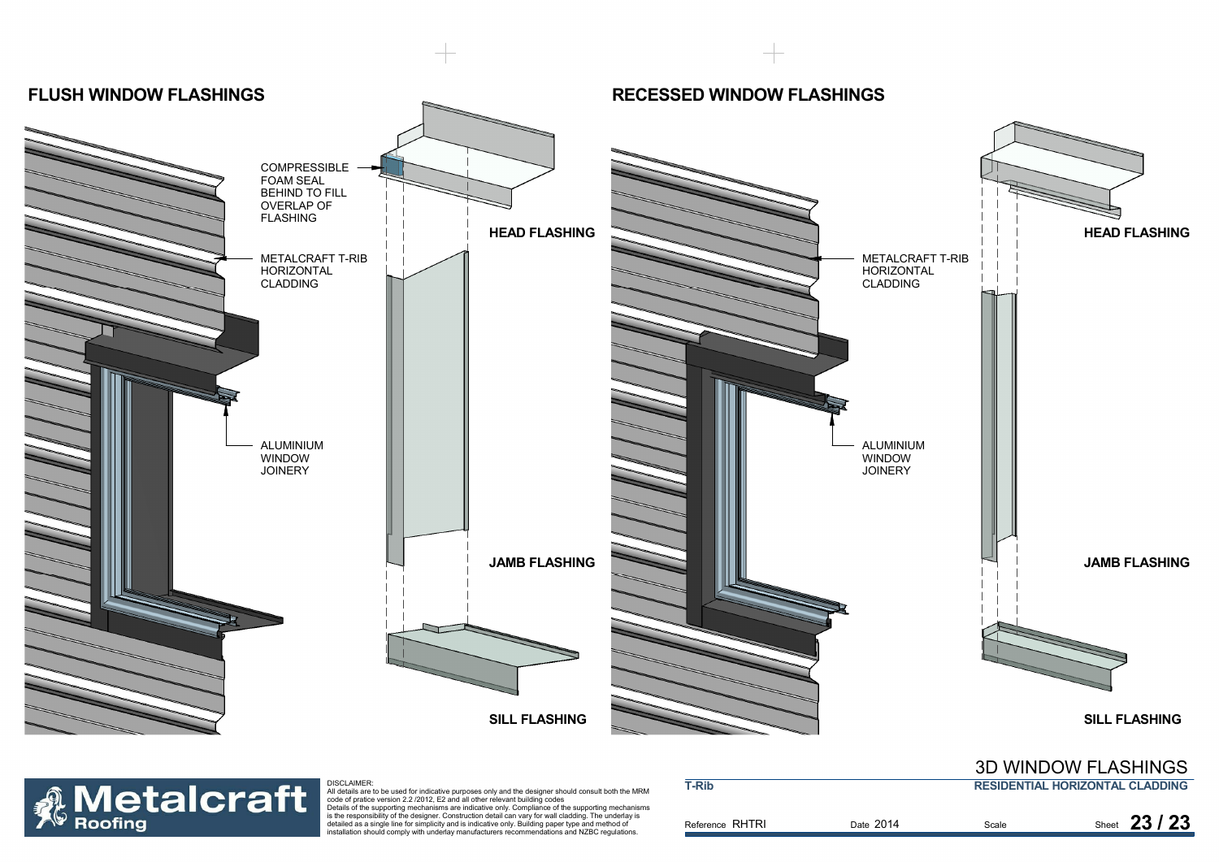## FLUSH WINDOW FLASHINGS

COMPRESSIBLE FOAM SEAL BEHIND TO FILL OVERLAP OF FLASHING

METALCRAFT T-RIB HORIZONTAL CLADDING

ALUMINIUM WINDOW JOINERY

HEAD FLASHING

JAMB FLASHING

SILL FLASHING

## RECESSED WINDOW FLASHINGS

METALCRAFT T-RIB HORIZONTAL CLADDING

ALUMINIUM WINDOW JOINERY

HEAD FLASHING

JAMB FLASHING

SILL FLASHING

DISCLAIMER:
All details are to be used for indicative purposes only and the designer should consult both the MRM code of pratice version 2.2 /2012, E2 and all other relevant building codes
Details of the supporting mechanisms are indicative only. Compliance of the supporting mechanisms is the responsibility of the designer. Construction detail can vary for wall cladding. The underlay is detailed as a single line for simplicity and is indicative only. Building paper type and method of installation should comply with underlay manufacturers recommendations and NZBC regulations.

Metalcraft Roofing

3D WINDOW FLASHINGS

T-Rib

RESIDENTIAL HORIZONTAL CLADDING

Reference RHTRI

Date 2014

Scale

Sheet 23 / 23